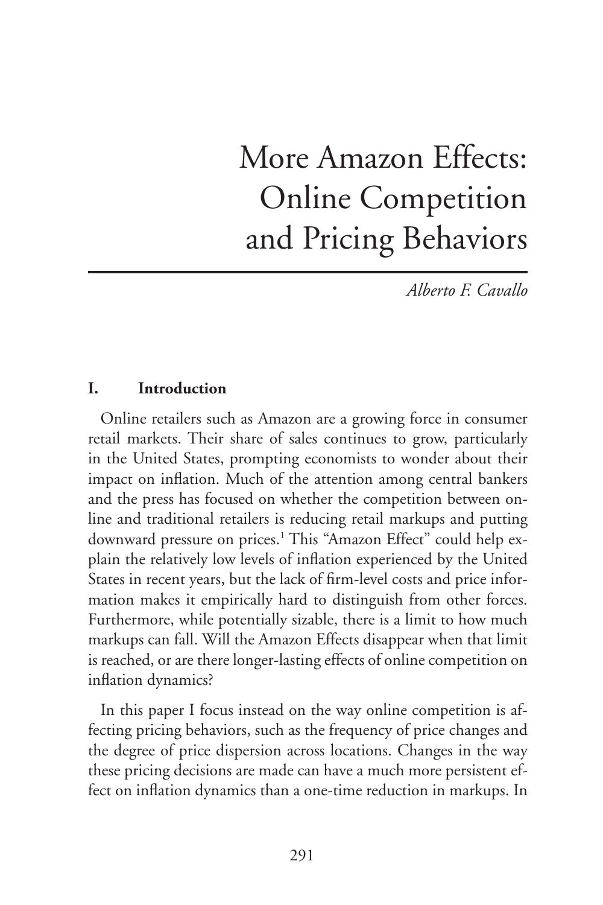# More Amazon Effects: Online Competition and Pricing Behaviors

*Alberto F. Cavallo*

## I. Introduction

Online retailers such as Amazon are a growing force in consumer retail markets. Their share of sales continues to grow, particularly in the United States, prompting economists to wonder about their impact on inflation. Much of the attention among central bankers and the press has focused on whether the competition between online and traditional retailers is reducing retail markups and putting downward pressure on prices.[1] This "Amazon Effect" could help explain the relatively low levels of inflation experienced by the United States in recent years, but the lack of firm-level costs and price information makes it empirically hard to distinguish from other forces. Furthermore, while potentially sizable, there is a limit to how much markups can fall. Will the Amazon Effects disappear when that limit is reached, or are there longer-lasting effects of online competition on inflation dynamics?

In this paper I focus instead on the way online competition is affecting pricing behaviors, such as the frequency of price changes and the degree of price dispersion across locations. Changes in the way these pricing decisions are made can have a much more persistent effect on inflation dynamics than a one-time reduction in markups. In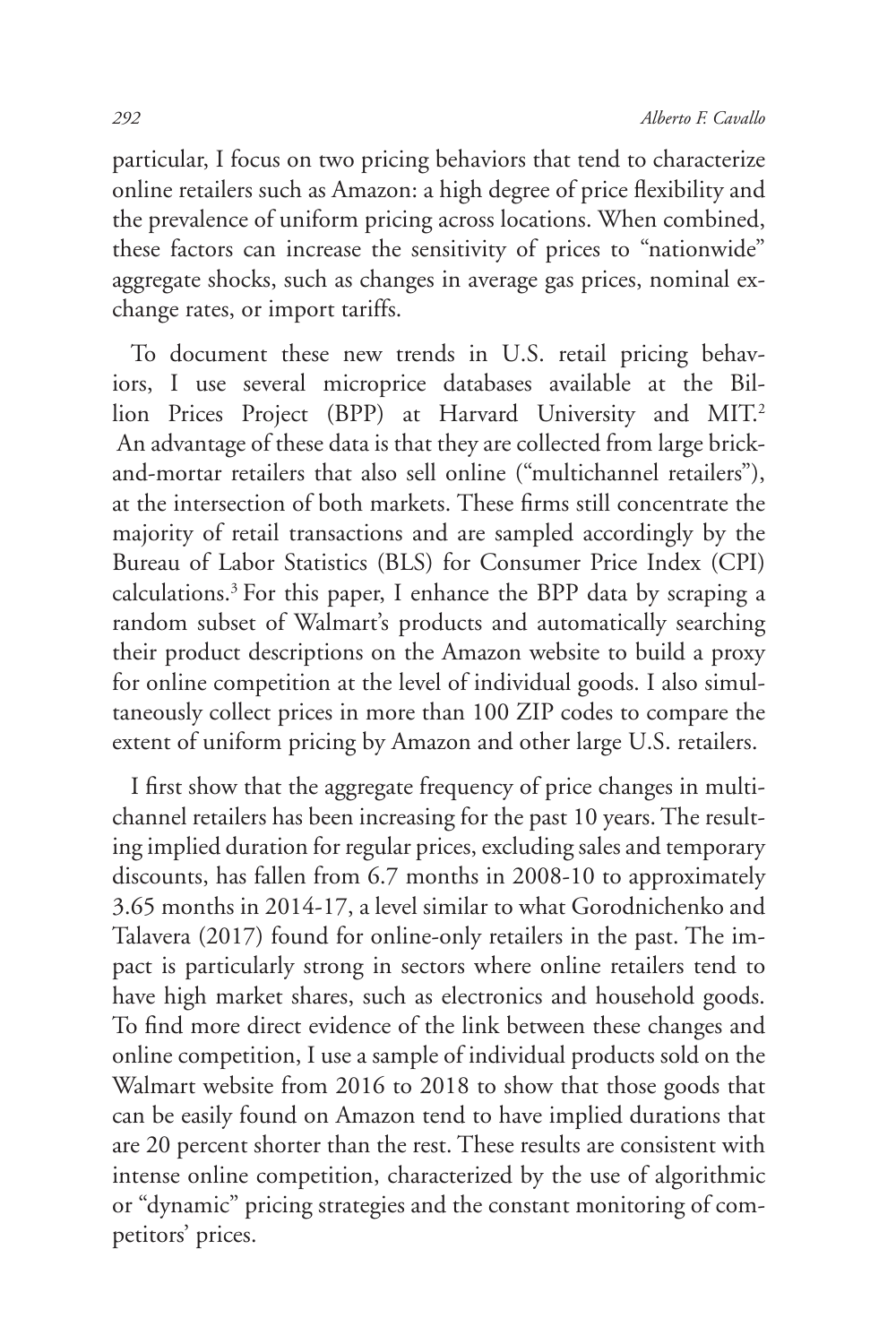particular, I focus on two pricing behaviors that tend to characterize online retailers such as Amazon: a high degree of price flexibility and the prevalence of uniform pricing across locations. When combined, these factors can increase the sensitivity of prices to "nationwide" aggregate shocks, such as changes in average gas prices, nominal exchange rates, or import tariffs.

To document these new trends in U.S. retail pricing behaviors, I use several microprice databases available at the Billion Prices Project (BPP) at Harvard University and MIT.[2] An advantage of these data is that they are collected from large brick-and-mortar retailers that also sell online ("multichannel retailers"), at the intersection of both markets. These firms still concentrate the majority of retail transactions and are sampled accordingly by the Bureau of Labor Statistics (BLS) for Consumer Price Index (CPI) calculations.[3] For this paper, I enhance the BPP data by scraping a random subset of Walmart's products and automatically searching their product descriptions on the Amazon website to build a proxy for online competition at the level of individual goods. I also simultaneously collect prices in more than 100 ZIP codes to compare the extent of uniform pricing by Amazon and other large U.S. retailers.

I first show that the aggregate frequency of price changes in multichannel retailers has been increasing for the past 10 years. The resulting implied duration for regular prices, excluding sales and temporary discounts, has fallen from 6.7 months in 2008-10 to approximately 3.65 months in 2014-17, a level similar to what Gorodnichenko and Talavera (2017) found for online-only retailers in the past. The impact is particularly strong in sectors where online retailers tend to have high market shares, such as electronics and household goods. To find more direct evidence of the link between these changes and online competition, I use a sample of individual products sold on the Walmart website from 2016 to 2018 to show that those goods that can be easily found on Amazon tend to have implied durations that are 20 percent shorter than the rest. These results are consistent with intense online competition, characterized by the use of algorithmic or "dynamic" pricing strategies and the constant monitoring of competitors' prices.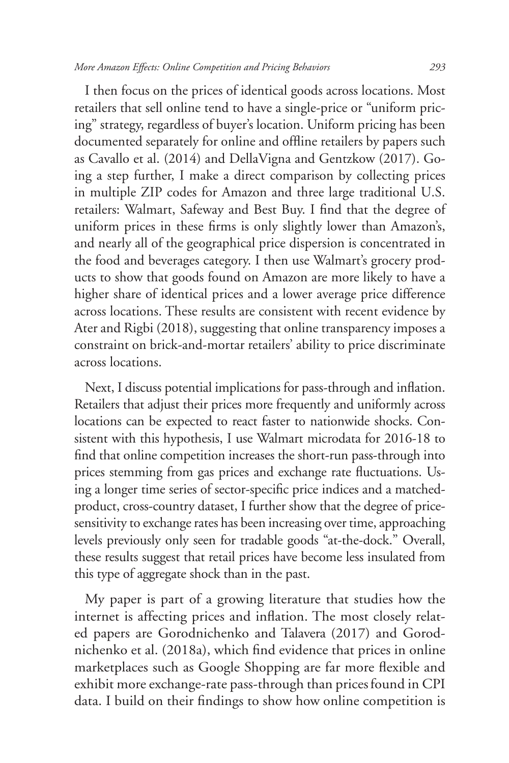I then focus on the prices of identical goods across locations. Most retailers that sell online tend to have a single-price or "uniform pricing" strategy, regardless of buyer's location. Uniform pricing has been documented separately for online and offline retailers by papers such as Cavallo et al. (2014) and DellaVigna and Gentzkow (2017). Going a step further, I make a direct comparison by collecting prices in multiple ZIP codes for Amazon and three large traditional U.S. retailers: Walmart, Safeway and Best Buy. I find that the degree of uniform prices in these firms is only slightly lower than Amazon's, and nearly all of the geographical price dispersion is concentrated in the food and beverages category. I then use Walmart's grocery products to show that goods found on Amazon are more likely to have a higher share of identical prices and a lower average price difference across locations. These results are consistent with recent evidence by Ater and Rigbi (2018), suggesting that online transparency imposes a constraint on brick-and-mortar retailers' ability to price discriminate across locations.

Next, I discuss potential implications for pass-through and inflation. Retailers that adjust their prices more frequently and uniformly across locations can be expected to react faster to nationwide shocks. Consistent with this hypothesis, I use Walmart microdata for 2016-18 to find that online competition increases the short-run pass-through into prices stemming from gas prices and exchange rate fluctuations. Using a longer time series of sector-specific price indices and a matched-product, cross-country dataset, I further show that the degree of price-sensitivity to exchange rates has been increasing over time, approaching levels previously only seen for tradable goods "at-the-dock." Overall, these results suggest that retail prices have become less insulated from this type of aggregate shock than in the past.

My paper is part of a growing literature that studies how the internet is affecting prices and inflation. The most closely related papers are Gorodnichenko and Talavera (2017) and Gorodnichenko et al. (2018a), which find evidence that prices in online marketplaces such as Google Shopping are far more flexible and exhibit more exchange-rate pass-through than prices found in CPI data. I build on their findings to show how online competition is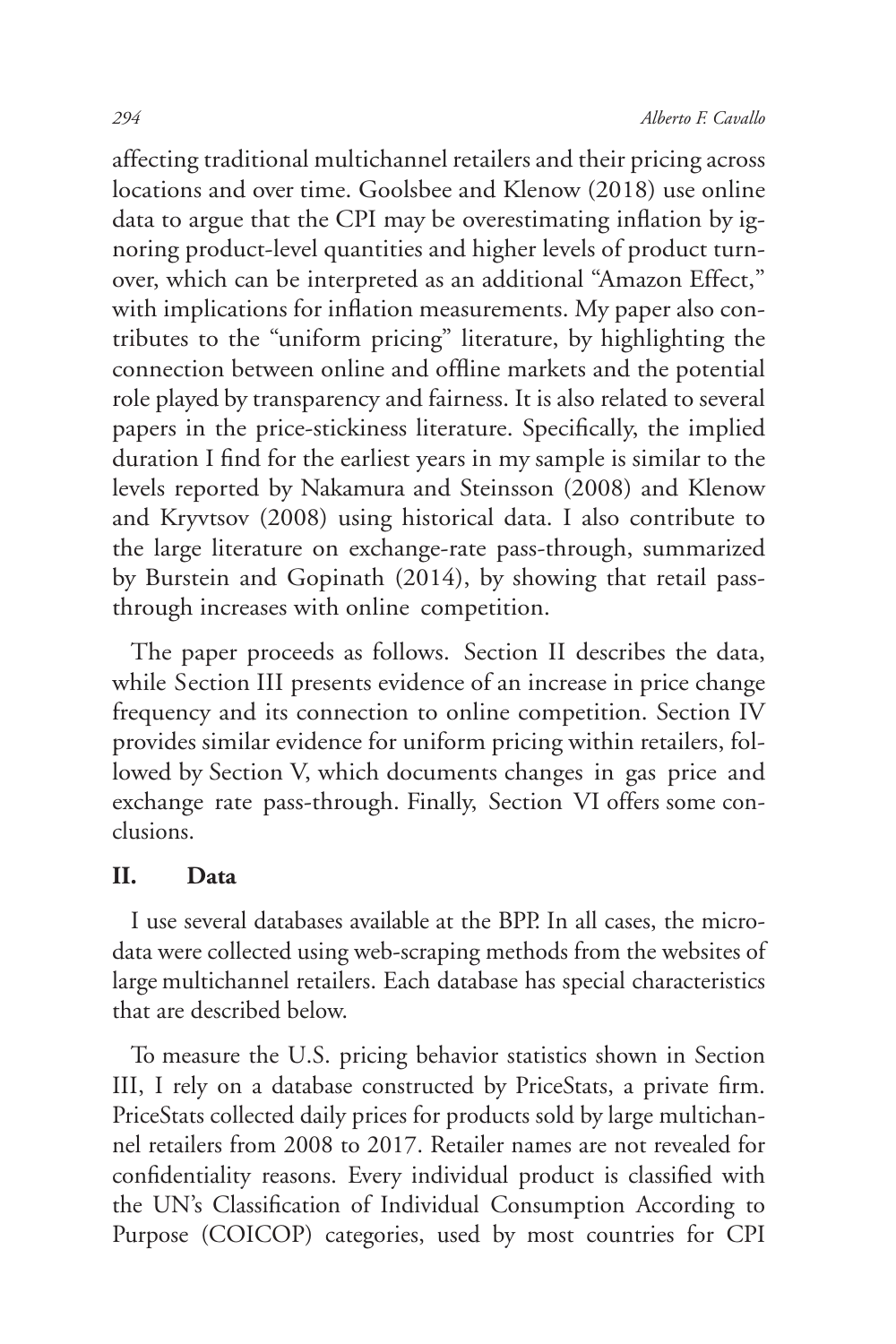affecting traditional multichannel retailers and their pricing across locations and over time. Goolsbee and Klenow (2018) use online data to argue that the CPI may be overestimating inflation by ignoring product-level quantities and higher levels of product turnover, which can be interpreted as an additional "Amazon Effect," with implications for inflation measurements. My paper also contributes to the "uniform pricing" literature, by highlighting the connection between online and offline markets and the potential role played by transparency and fairness. It is also related to several papers in the price-stickiness literature. Specifically, the implied duration I find for the earliest years in my sample is similar to the levels reported by Nakamura and Steinsson (2008) and Klenow and Kryvtsov (2008) using historical data. I also contribute to the large literature on exchange-rate pass-through, summarized by Burstein and Gopinath (2014), by showing that retail pass-through increases with online competition.

The paper proceeds as follows. Section II describes the data, while Section III presents evidence of an increase in price change frequency and its connection to online competition. Section IV provides similar evidence for uniform pricing within retailers, followed by Section V, which documents changes in gas price and exchange rate pass-through. Finally, Section VI offers some conclusions.

## II. Data

I use several databases available at the BPP. In all cases, the micro-data were collected using web-scraping methods from the websites of large multichannel retailers. Each database has special characteristics that are described below.

To measure the U.S. pricing behavior statistics shown in Section III, I rely on a database constructed by PriceStats, a private firm. PriceStats collected daily prices for products sold by large multichannel retailers from 2008 to 2017. Retailer names are not revealed for confidentiality reasons. Every individual product is classified with the UN's Classification of Individual Consumption According to Purpose (COICOP) categories, used by most countries for CPI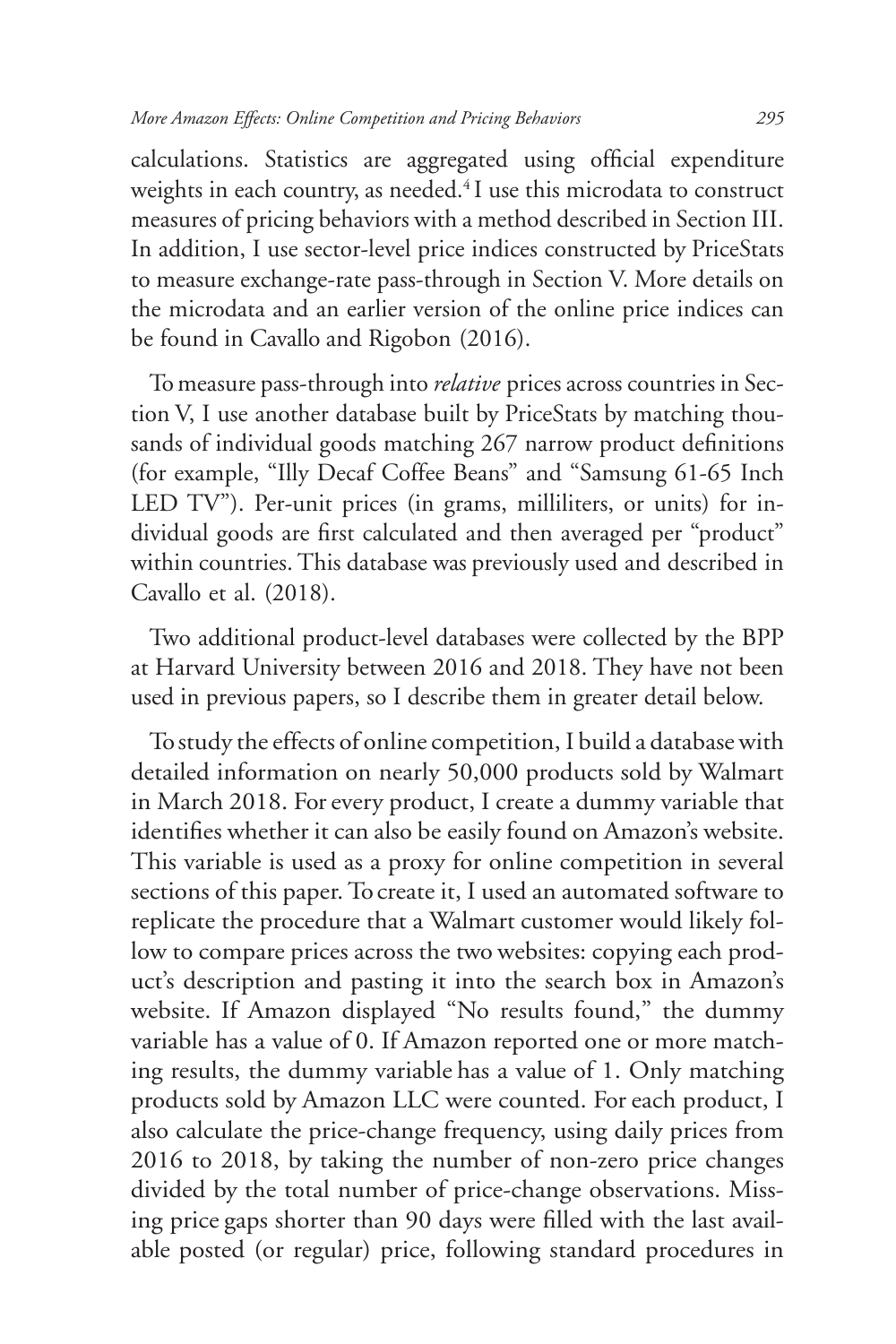calculations. Statistics are aggregated using official expenditure weights in each country, as needed.[4] I use this microdata to construct measures of pricing behaviors with a method described in Section III. In addition, I use sector-level price indices constructed by PriceStats to measure exchange-rate pass-through in Section V. More details on the microdata and an earlier version of the online price indices can be found in Cavallo and Rigobon (2016).

To measure pass-through into *relative* prices across countries in Section V, I use another database built by PriceStats by matching thousands of individual goods matching 267 narrow product definitions (for example, "Illy Decaf Coffee Beans" and "Samsung 61-65 Inch LED TV"). Per-unit prices (in grams, milliliters, or units) for individual goods are first calculated and then averaged per "product" within countries. This database was previously used and described in Cavallo et al. (2018).

Two additional product-level databases were collected by the BPP at Harvard University between 2016 and 2018. They have not been used in previous papers, so I describe them in greater detail below.

To study the effects of online competition, I build a database with detailed information on nearly 50,000 products sold by Walmart in March 2018. For every product, I create a dummy variable that identifies whether it can also be easily found on Amazon's website. This variable is used as a proxy for online competition in several sections of this paper. To create it, I used an automated software to replicate the procedure that a Walmart customer would likely follow to compare prices across the two websites: copying each product's description and pasting it into the search box in Amazon's website. If Amazon displayed "No results found," the dummy variable has a value of 0. If Amazon reported one or more matching results, the dummy variable has a value of 1. Only matching products sold by Amazon LLC were counted. For each product, I also calculate the price-change frequency, using daily prices from 2016 to 2018, by taking the number of non-zero price changes divided by the total number of price-change observations. Missing price gaps shorter than 90 days were filled with the last available posted (or regular) price, following standard procedures in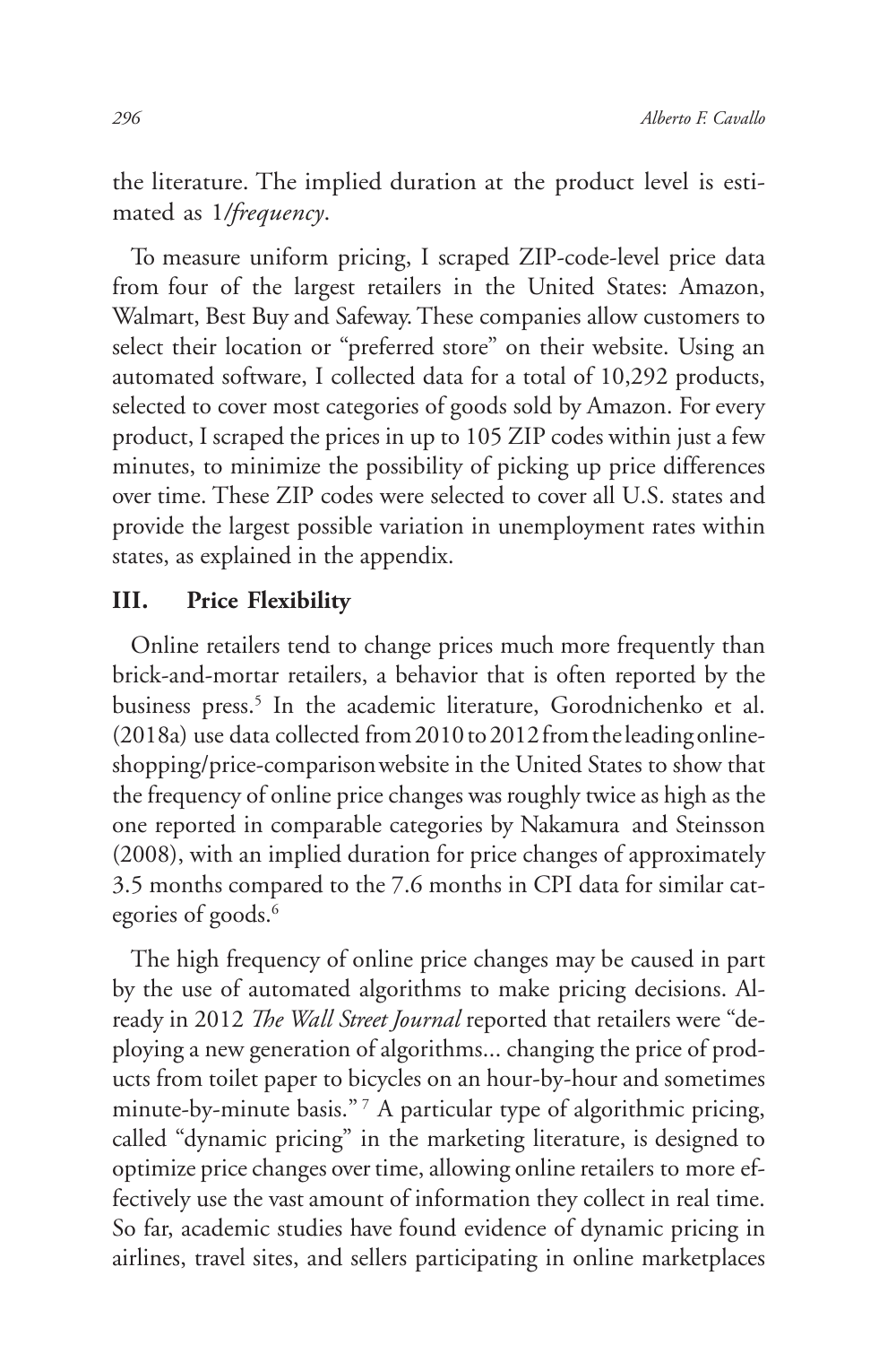the literature. The implied duration at the product level is estimated as 1/*frequency*.

To measure uniform pricing, I scraped ZIP-code-level price data from four of the largest retailers in the United States: Amazon, Walmart, Best Buy and Safeway. These companies allow customers to select their location or "preferred store" on their website. Using an automated software, I collected data for a total of 10,292 products, selected to cover most categories of goods sold by Amazon. For every product, I scraped the prices in up to 105 ZIP codes within just a few minutes, to minimize the possibility of picking up price differences over time. These ZIP codes were selected to cover all U.S. states and provide the largest possible variation in unemployment rates within states, as explained in the appendix.

## III. Price Flexibility

Online retailers tend to change prices much more frequently than brick-and-mortar retailers, a behavior that is often reported by the business press.[5] In the academic literature, Gorodnichenko et al. (2018a) use data collected from 2010 to 2012 from the leading online-shopping/price-comparison website in the United States to show that the frequency of online price changes was roughly twice as high as the one reported in comparable categories by Nakamura and Steinsson (2008), with an implied duration for price changes of approximately 3.5 months compared to the 7.6 months in CPI data for similar categories of goods.[6]

The high frequency of online price changes may be caused in part by the use of automated algorithms to make pricing decisions. Already in 2012 *The Wall Street Journal* reported that retailers were "deploying a new generation of algorithms... changing the price of products from toilet paper to bicycles on an hour-by-hour and sometimes minute-by-minute basis."[7] A particular type of algorithmic pricing, called "dynamic pricing" in the marketing literature, is designed to optimize price changes over time, allowing online retailers to more effectively use the vast amount of information they collect in real time. So far, academic studies have found evidence of dynamic pricing in airlines, travel sites, and sellers participating in online marketplaces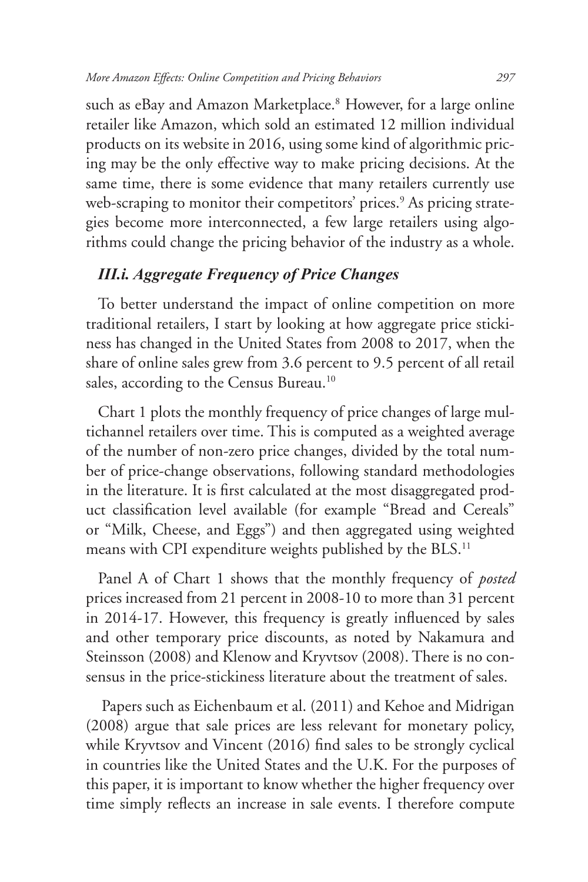such as eBay and Amazon Marketplace.[8] However, for a large online retailer like Amazon, which sold an estimated 12 million individual products on its website in 2016, using some kind of algorithmic pricing may be the only effective way to make pricing decisions. At the same time, there is some evidence that many retailers currently use web-scraping to monitor their competitors' prices.[9] As pricing strategies become more interconnected, a few large retailers using algorithms could change the pricing behavior of the industry as a whole.

### *III.i. Aggregate Frequency of Price Changes*

To better understand the impact of online competition on more traditional retailers, I start by looking at how aggregate price stickiness has changed in the United States from 2008 to 2017, when the share of online sales grew from 3.6 percent to 9.5 percent of all retail sales, according to the Census Bureau.[10]

Chart 1 plots the monthly frequency of price changes of large multichannel retailers over time. This is computed as a weighted average of the number of non-zero price changes, divided by the total number of price-change observations, following standard methodologies in the literature. It is first calculated at the most disaggregated product classification level available (for example "Bread and Cereals" or "Milk, Cheese, and Eggs") and then aggregated using weighted means with CPI expenditure weights published by the BLS.[11]

Panel A of Chart 1 shows that the monthly frequency of *posted* prices increased from 21 percent in 2008-10 to more than 31 percent in 2014-17. However, this frequency is greatly influenced by sales and other temporary price discounts, as noted by Nakamura and Steinsson (2008) and Klenow and Kryvtsov (2008). There is no consensus in the price-stickiness literature about the treatment of sales.

Papers such as Eichenbaum et al. (2011) and Kehoe and Midrigan (2008) argue that sale prices are less relevant for monetary policy, while Kryvtsov and Vincent (2016) find sales to be strongly cyclical in countries like the United States and the U.K. For the purposes of this paper, it is important to know whether the higher frequency over time simply reflects an increase in sale events. I therefore compute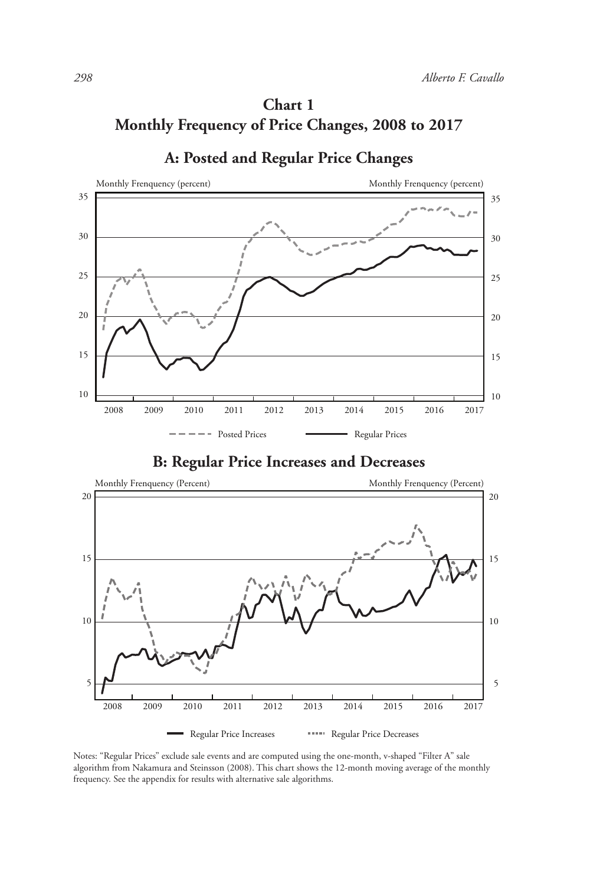# Chart 1
# Monthly Frequency of Price Changes, 2008 to 2017

## A: Posted and Regular Price Changes

Monthly Frenquency (percent)

Posted Prices — Regular Prices

## B: Regular Price Increases and Decreases

Monthly Frenquency (Percent)

Regular Price Increases — Regular Price Decreases

Notes: "Regular Prices" exclude sale events and are computed using the one-month, v-shaped "Filter A" sale algorithm from Nakamura and Steinsson (2008). This chart shows the 12-month moving average of the monthly frequency. See the appendix for results with alternative sale algorithms.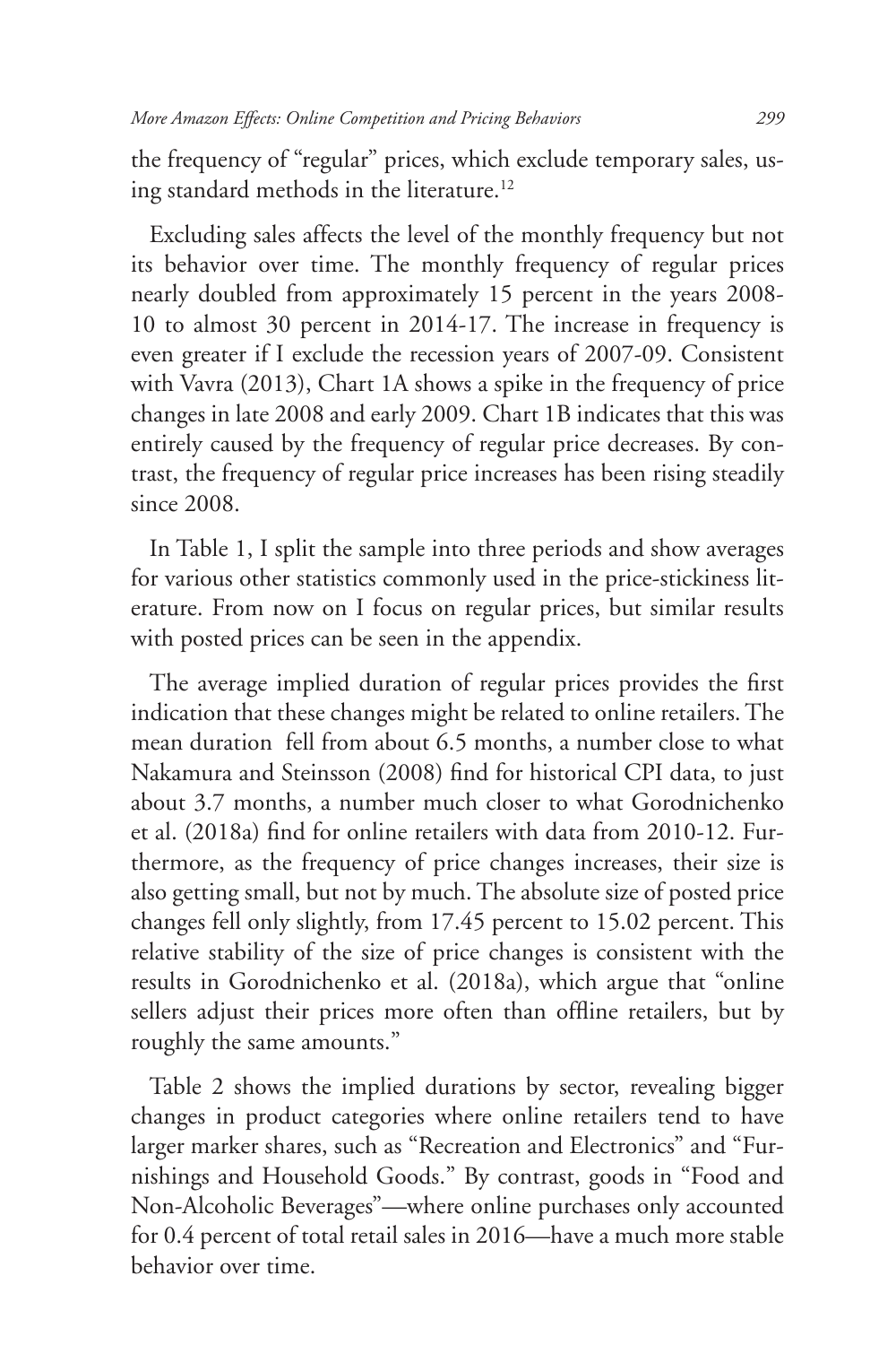the frequency of "regular" prices, which exclude temporary sales, using standard methods in the literature.[12]

Excluding sales affects the level of the monthly frequency but not its behavior over time. The monthly frequency of regular prices nearly doubled from approximately 15 percent in the years 2008-10 to almost 30 percent in 2014-17. The increase in frequency is even greater if I exclude the recession years of 2007-09. Consistent with Vavra (2013), Chart 1A shows a spike in the frequency of price changes in late 2008 and early 2009. Chart 1B indicates that this was entirely caused by the frequency of regular price decreases. By contrast, the frequency of regular price increases has been rising steadily since 2008.

In Table 1, I split the sample into three periods and show averages for various other statistics commonly used in the price-stickiness literature. From now on I focus on regular prices, but similar results with posted prices can be seen in the appendix.

The average implied duration of regular prices provides the first indication that these changes might be related to online retailers. The mean duration fell from about 6.5 months, a number close to what Nakamura and Steinsson (2008) find for historical CPI data, to just about 3.7 months, a number much closer to what Gorodnichenko et al. (2018a) find for online retailers with data from 2010-12. Furthermore, as the frequency of price changes increases, their size is also getting small, but not by much. The absolute size of posted price changes fell only slightly, from 17.45 percent to 15.02 percent. This relative stability of the size of price changes is consistent with the results in Gorodnichenko et al. (2018a), which argue that "online sellers adjust their prices more often than offline retailers, but by roughly the same amounts."

Table 2 shows the implied durations by sector, revealing bigger changes in product categories where online retailers tend to have larger marker shares, such as "Recreation and Electronics" and "Furnishings and Household Goods." By contrast, goods in "Food and Non-Alcoholic Beverages"—where online purchases only accounted for 0.4 percent of total retail sales in 2016—have a much more stable behavior over time.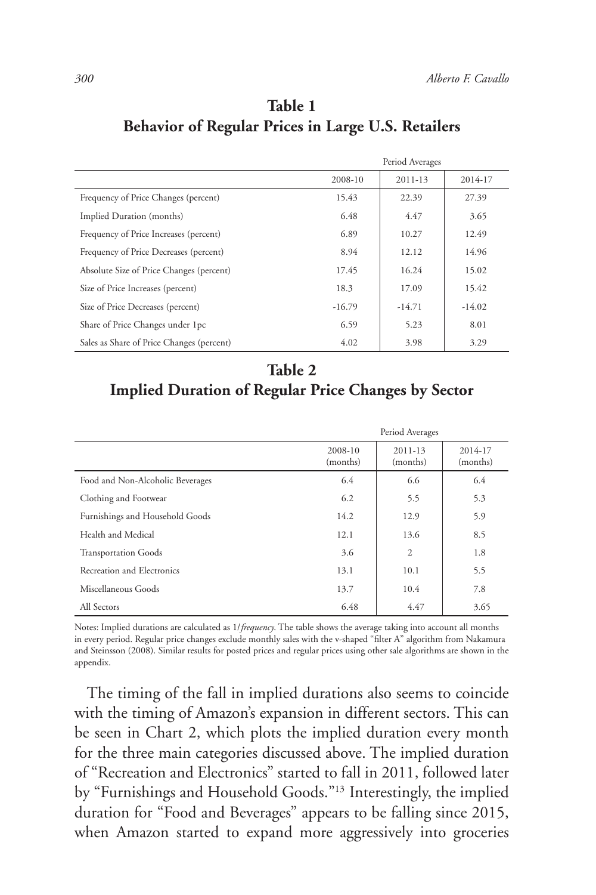## Table 1
## Behavior of Regular Prices in Large U.S. Retailers

| | Period Averages | | |
|---|---|---|---|
| | 2008-10 | 2011-13 | 2014-17 |
| Frequency of Price Changes (percent) | 15.43 | 22.39 | 27.39 |
| Implied Duration (months) | 6.48 | 4.47 | 3.65 |
| Frequency of Price Increases (percent) | 6.89 | 10.27 | 12.49 |
| Frequency of Price Decreases (percent) | 8.94 | 12.12 | 14.96 |
| Absolute Size of Price Changes (percent) | 17.45 | 16.24 | 15.02 |
| Size of Price Increases (percent) | 18.3 | 17.09 | 15.42 |
| Size of Price Decreases (percent) | -16.79 | -14.71 | -14.02 |
| Share of Price Changes under 1pc | 6.59 | 5.23 | 8.01 |
| Sales as Share of Price Changes (percent) | 4.02 | 3.98 | 3.29 |

## Table 2
## Implied Duration of Regular Price Changes by Sector

| | Period Averages | | |
|---|---|---|---|
| | 2008-10 (months) | 2011-13 (months) | 2014-17 (months) |
| Food and Non-Alcoholic Beverages | 6.4 | 6.6 | 6.4 |
| Clothing and Footwear | 6.2 | 5.5 | 5.3 |
| Furnishings and Household Goods | 14.2 | 12.9 | 5.9 |
| Health and Medical | 12.1 | 13.6 | 8.5 |
| Transportation Goods | 3.6 | 2 | 1.8 |
| Recreation and Electronics | 13.1 | 10.1 | 5.5 |
| Miscellaneous Goods | 13.7 | 10.4 | 7.8 |
| All Sectors | 6.48 | 4.47 | 3.65 |

Notes: Implied durations are calculated as 1/*frequency*. The table shows the average taking into account all months in every period. Regular price changes exclude monthly sales with the v-shaped "filter A" algorithm from Nakamura and Steinsson (2008). Similar results for posted prices and regular prices using other sale algorithms are shown in the appendix.

The timing of the fall in implied durations also seems to coincide with the timing of Amazon's expansion in different sectors. This can be seen in Chart 2, which plots the implied duration every month for the three main categories discussed above. The implied duration of "Recreation and Electronics" started to fall in 2011, followed later by "Furnishings and Household Goods."[13] Interestingly, the implied duration for "Food and Beverages" appears to be falling since 2015, when Amazon started to expand more aggressively into groceries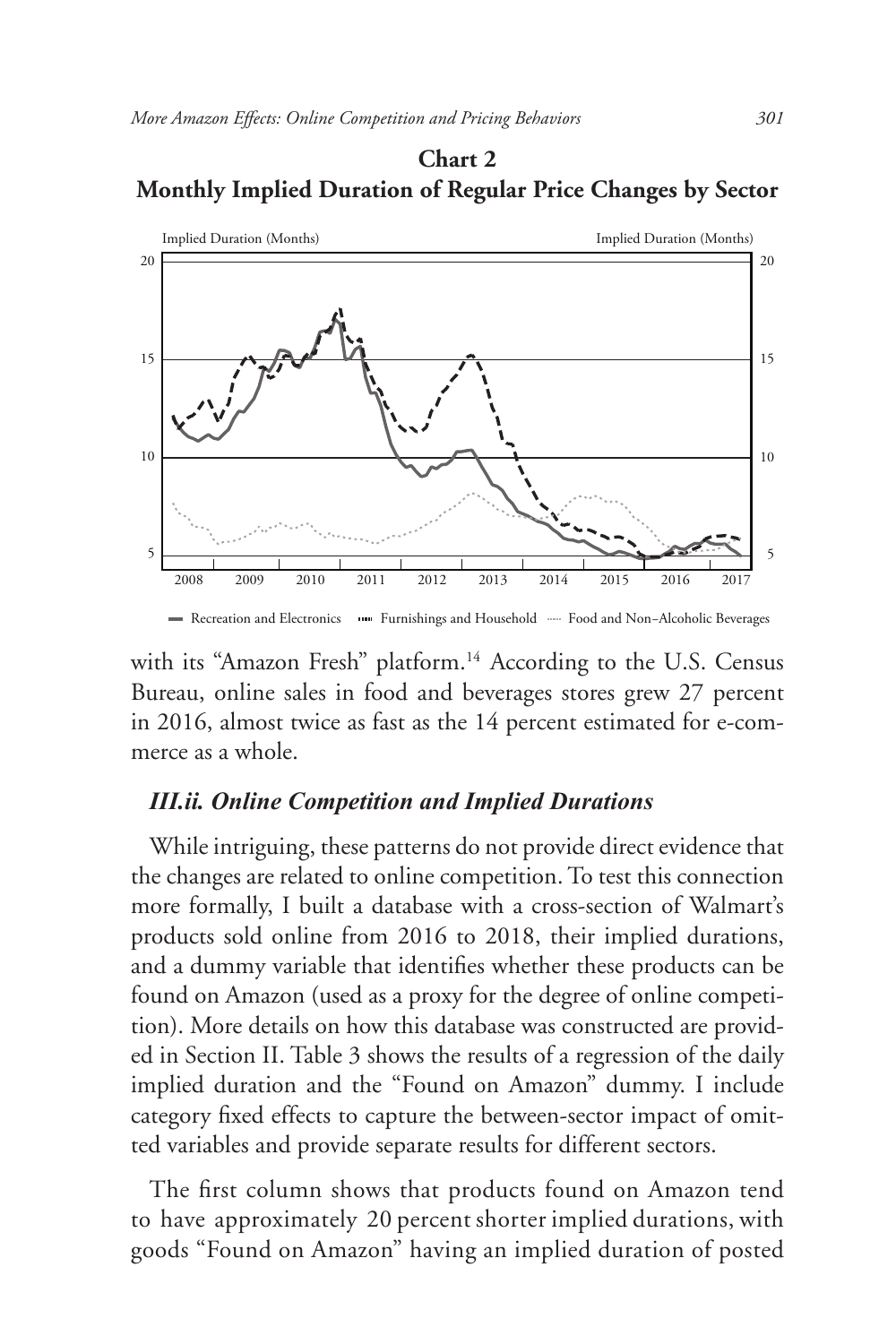**Chart 2**
**Monthly Implied Duration of Regular Price Changes by Sector**

with its "Amazon Fresh" platform.[14] According to the U.S. Census Bureau, online sales in food and beverages stores grew 27 percent in 2016, almost twice as fast as the 14 percent estimated for e-commerce as a whole.

### *III.ii. Online Competition and Implied Durations*

While intriguing, these patterns do not provide direct evidence that the changes are related to online competition. To test this connection more formally, I built a database with a cross-section of Walmart's products sold online from 2016 to 2018, their implied durations, and a dummy variable that identifies whether these products can be found on Amazon (used as a proxy for the degree of online competition). More details on how this database was constructed are provided in Section II. Table 3 shows the results of a regression of the daily implied duration and the "Found on Amazon" dummy. I include category fixed effects to capture the between-sector impact of omitted variables and provide separate results for different sectors.

The first column shows that products found on Amazon tend to have approximately 20 percent shorter implied durations, with goods "Found on Amazon" having an implied duration of posted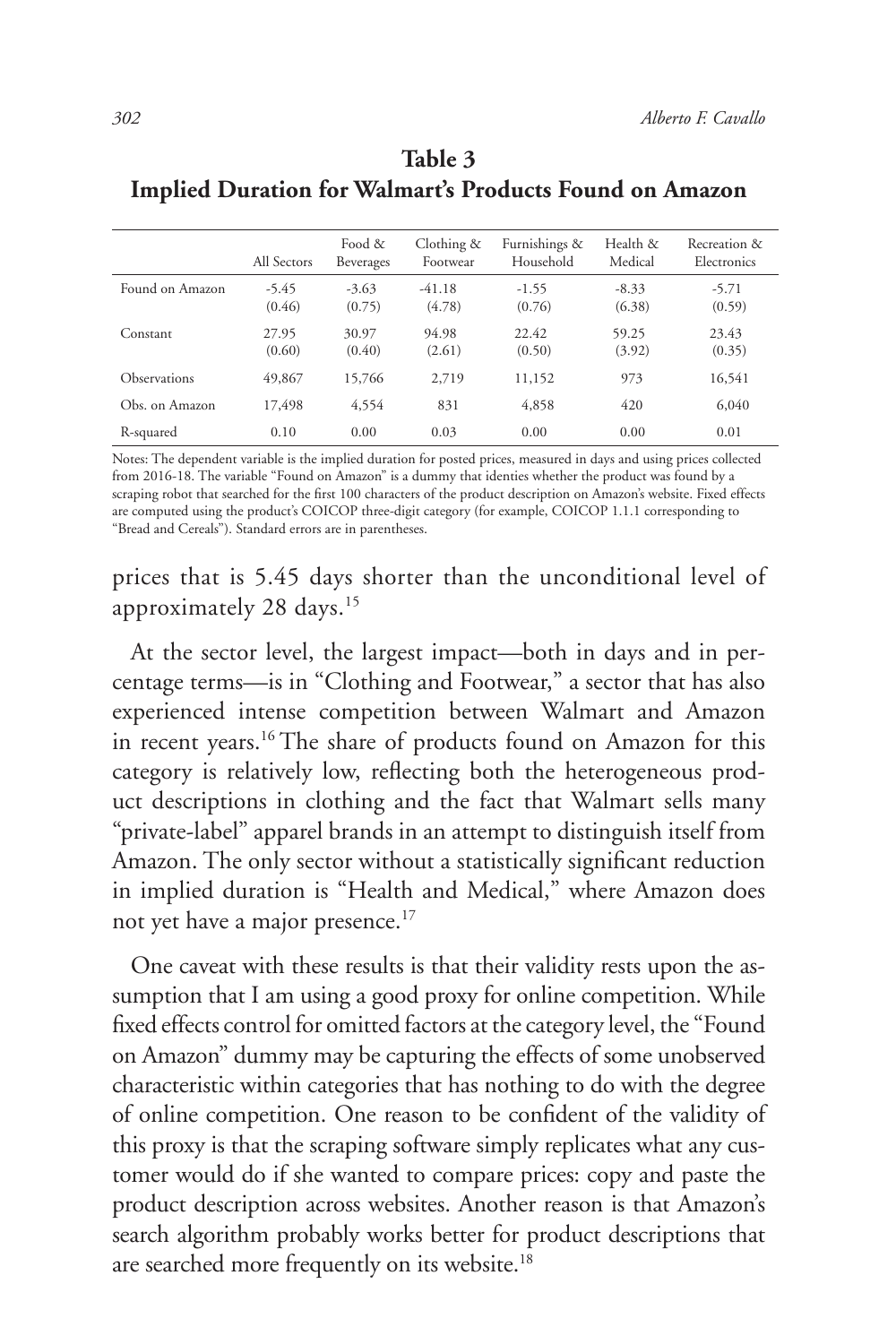**Table 3**
**Implied Duration for Walmart's Products Found on Amazon**

| | All Sectors | Food & Beverages | Clothing & Footwear | Furnishings & Household | Health & Medical | Recreation & Electronics |
|---|---|---|---|---|---|---|
| Found on Amazon | -5.45 | -3.63 | -41.18 | -1.55 | -8.33 | -5.71 |
| | (0.46) | (0.75) | (4.78) | (0.76) | (6.38) | (0.59) |
| Constant | 27.95 | 30.97 | 94.98 | 22.42 | 59.25 | 23.43 |
| | (0.60) | (0.40) | (2.61) | (0.50) | (3.92) | (0.35) |
| Observations | 49,867 | 15,766 | 2,719 | 11,152 | 973 | 16,541 |
| Obs. on Amazon | 17,498 | 4,554 | 831 | 4,858 | 420 | 6,040 |
| R-squared | 0.10 | 0.00 | 0.03 | 0.00 | 0.00 | 0.01 |

Notes: The dependent variable is the implied duration for posted prices, measured in days and using prices collected from 2016-18. The variable "Found on Amazon" is a dummy that identies whether the product was found by a scraping robot that searched for the first 100 characters of the product description on Amazon's website. Fixed effects are computed using the product's COICOP three-digit category (for example, COICOP 1.1.1 corresponding to "Bread and Cereals"). Standard errors are in parentheses.

prices that is 5.45 days shorter than the unconditional level of approximately 28 days.[15]

At the sector level, the largest impact—both in days and in percentage terms—is in "Clothing and Footwear," a sector that has also experienced intense competition between Walmart and Amazon in recent years.[16] The share of products found on Amazon for this category is relatively low, reflecting both the heterogeneous product descriptions in clothing and the fact that Walmart sells many "private-label" apparel brands in an attempt to distinguish itself from Amazon. The only sector without a statistically significant reduction in implied duration is "Health and Medical," where Amazon does not yet have a major presence.[17]

One caveat with these results is that their validity rests upon the assumption that I am using a good proxy for online competition. While fixed effects control for omitted factors at the category level, the "Found on Amazon" dummy may be capturing the effects of some unobserved characteristic within categories that has nothing to do with the degree of online competition. One reason to be confident of the validity of this proxy is that the scraping software simply replicates what any customer would do if she wanted to compare prices: copy and paste the product description across websites. Another reason is that Amazon's search algorithm probably works better for product descriptions that are searched more frequently on its website.[18]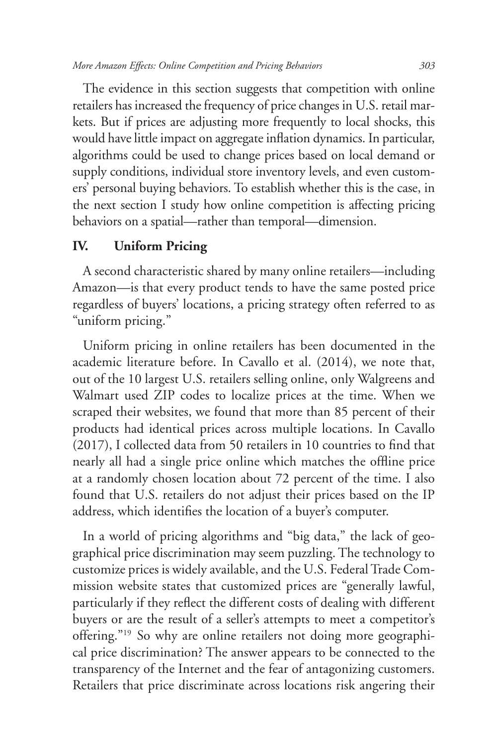The evidence in this section suggests that competition with online retailers has increased the frequency of price changes in U.S. retail markets. But if prices are adjusting more frequently to local shocks, this would have little impact on aggregate inflation dynamics. In particular, algorithms could be used to change prices based on local demand or supply conditions, individual store inventory levels, and even customers' personal buying behaviors. To establish whether this is the case, in the next section I study how online competition is affecting pricing behaviors on a spatial—rather than temporal—dimension.

## IV. Uniform Pricing

A second characteristic shared by many online retailers—including Amazon—is that every product tends to have the same posted price regardless of buyers' locations, a pricing strategy often referred to as "uniform pricing."

Uniform pricing in online retailers has been documented in the academic literature before. In Cavallo et al. (2014), we note that, out of the 10 largest U.S. retailers selling online, only Walgreens and Walmart used ZIP codes to localize prices at the time. When we scraped their websites, we found that more than 85 percent of their products had identical prices across multiple locations. In Cavallo (2017), I collected data from 50 retailers in 10 countries to find that nearly all had a single price online which matches the offline price at a randomly chosen location about 72 percent of the time. I also found that U.S. retailers do not adjust their prices based on the IP address, which identifies the location of a buyer's computer.

In a world of pricing algorithms and "big data," the lack of geographical price discrimination may seem puzzling. The technology to customize prices is widely available, and the U.S. Federal Trade Commission website states that customized prices are "generally lawful, particularly if they reflect the different costs of dealing with different buyers or are the result of a seller's attempts to meet a competitor's offering."[19] So why are online retailers not doing more geographical price discrimination? The answer appears to be connected to the transparency of the Internet and the fear of antagonizing customers. Retailers that price discriminate across locations risk angering their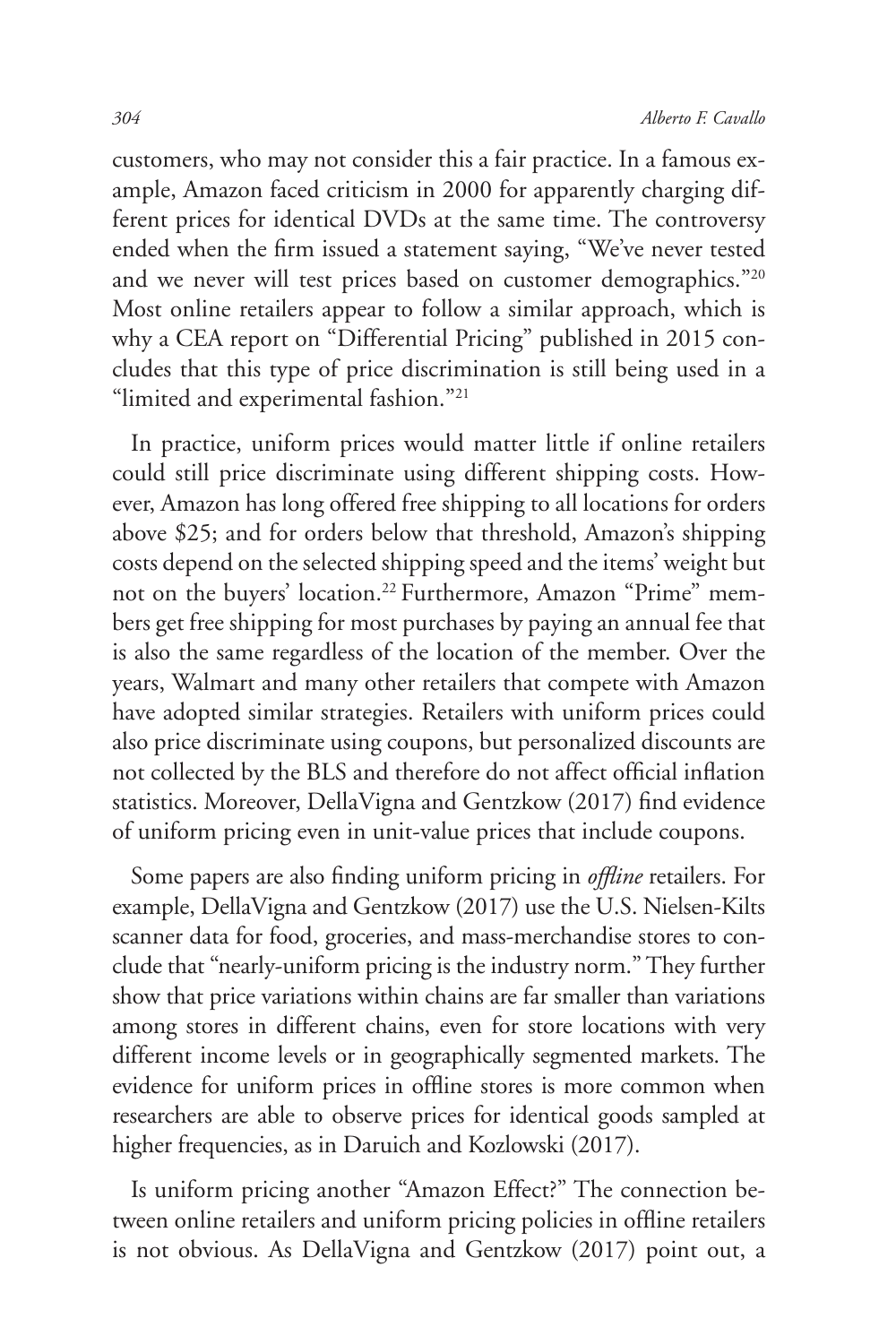customers, who may not consider this a fair practice. In a famous example, Amazon faced criticism in 2000 for apparently charging different prices for identical DVDs at the same time. The controversy ended when the firm issued a statement saying, "We've never tested and we never will test prices based on customer demographics."[20] Most online retailers appear to follow a similar approach, which is why a CEA report on "Differential Pricing" published in 2015 concludes that this type of price discrimination is still being used in a "limited and experimental fashion."[21]

In practice, uniform prices would matter little if online retailers could still price discriminate using different shipping costs. However, Amazon has long offered free shipping to all locations for orders above $25; and for orders below that threshold, Amazon's shipping costs depend on the selected shipping speed and the items' weight but not on the buyers' location.[22] Furthermore, Amazon "Prime" members get free shipping for most purchases by paying an annual fee that is also the same regardless of the location of the member. Over the years, Walmart and many other retailers that compete with Amazon have adopted similar strategies. Retailers with uniform prices could also price discriminate using coupons, but personalized discounts are not collected by the BLS and therefore do not affect official inflation statistics. Moreover, DellaVigna and Gentzkow (2017) find evidence of uniform pricing even in unit-value prices that include coupons.

Some papers are also finding uniform pricing in *offline* retailers. For example, DellaVigna and Gentzkow (2017) use the U.S. Nielsen-Kilts scanner data for food, groceries, and mass-merchandise stores to conclude that "nearly-uniform pricing is the industry norm." They further show that price variations within chains are far smaller than variations among stores in different chains, even for store locations with very different income levels or in geographically segmented markets. The evidence for uniform prices in offline stores is more common when researchers are able to observe prices for identical goods sampled at higher frequencies, as in Daruich and Kozlowski (2017).

Is uniform pricing another "Amazon Effect?" The connection between online retailers and uniform pricing policies in offline retailers is not obvious. As DellaVigna and Gentzkow (2017) point out, a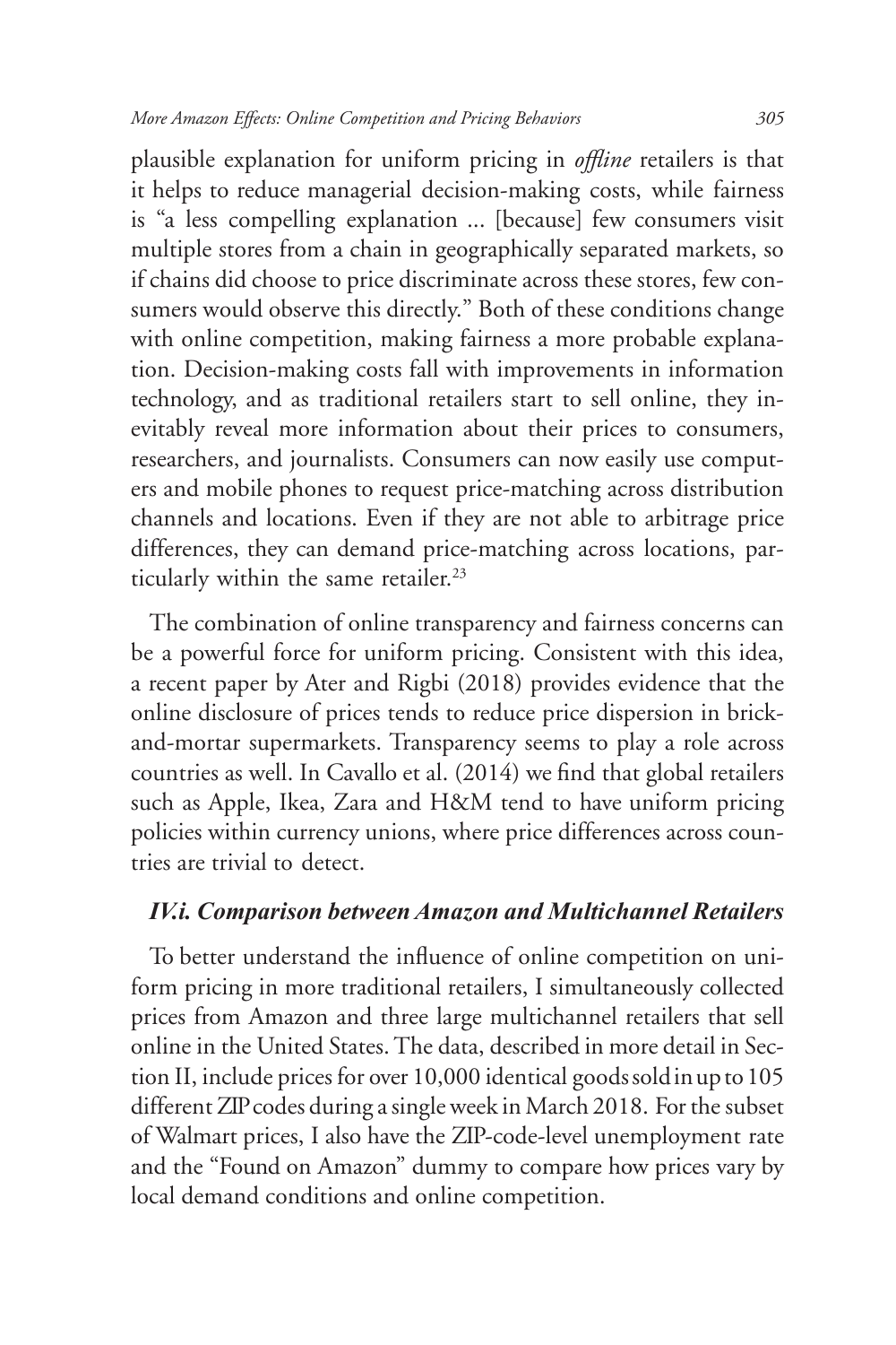plausible explanation for uniform pricing in *offline* retailers is that it helps to reduce managerial decision-making costs, while fairness is "a less compelling explanation ... [because] few consumers visit multiple stores from a chain in geographically separated markets, so if chains did choose to price discriminate across these stores, few consumers would observe this directly." Both of these conditions change with online competition, making fairness a more probable explanation. Decision-making costs fall with improvements in information technology, and as traditional retailers start to sell online, they inevitably reveal more information about their prices to consumers, researchers, and journalists. Consumers can now easily use computers and mobile phones to request price-matching across distribution channels and locations. Even if they are not able to arbitrage price differences, they can demand price-matching across locations, particularly within the same retailer.[23]

The combination of online transparency and fairness concerns can be a powerful force for uniform pricing. Consistent with this idea, a recent paper by Ater and Rigbi (2018) provides evidence that the online disclosure of prices tends to reduce price dispersion in brick-and-mortar supermarkets. Transparency seems to play a role across countries as well. In Cavallo et al. (2014) we find that global retailers such as Apple, Ikea, Zara and H&M tend to have uniform pricing policies within currency unions, where price differences across countries are trivial to detect.

### *IV.i. Comparison between Amazon and Multichannel Retailers*

To better understand the influence of online competition on uniform pricing in more traditional retailers, I simultaneously collected prices from Amazon and three large multichannel retailers that sell online in the United States. The data, described in more detail in Section II, include prices for over 10,000 identical goods sold in up to 105 different ZIP codes during a single week in March 2018. For the subset of Walmart prices, I also have the ZIP-code-level unemployment rate and the "Found on Amazon" dummy to compare how prices vary by local demand conditions and online competition.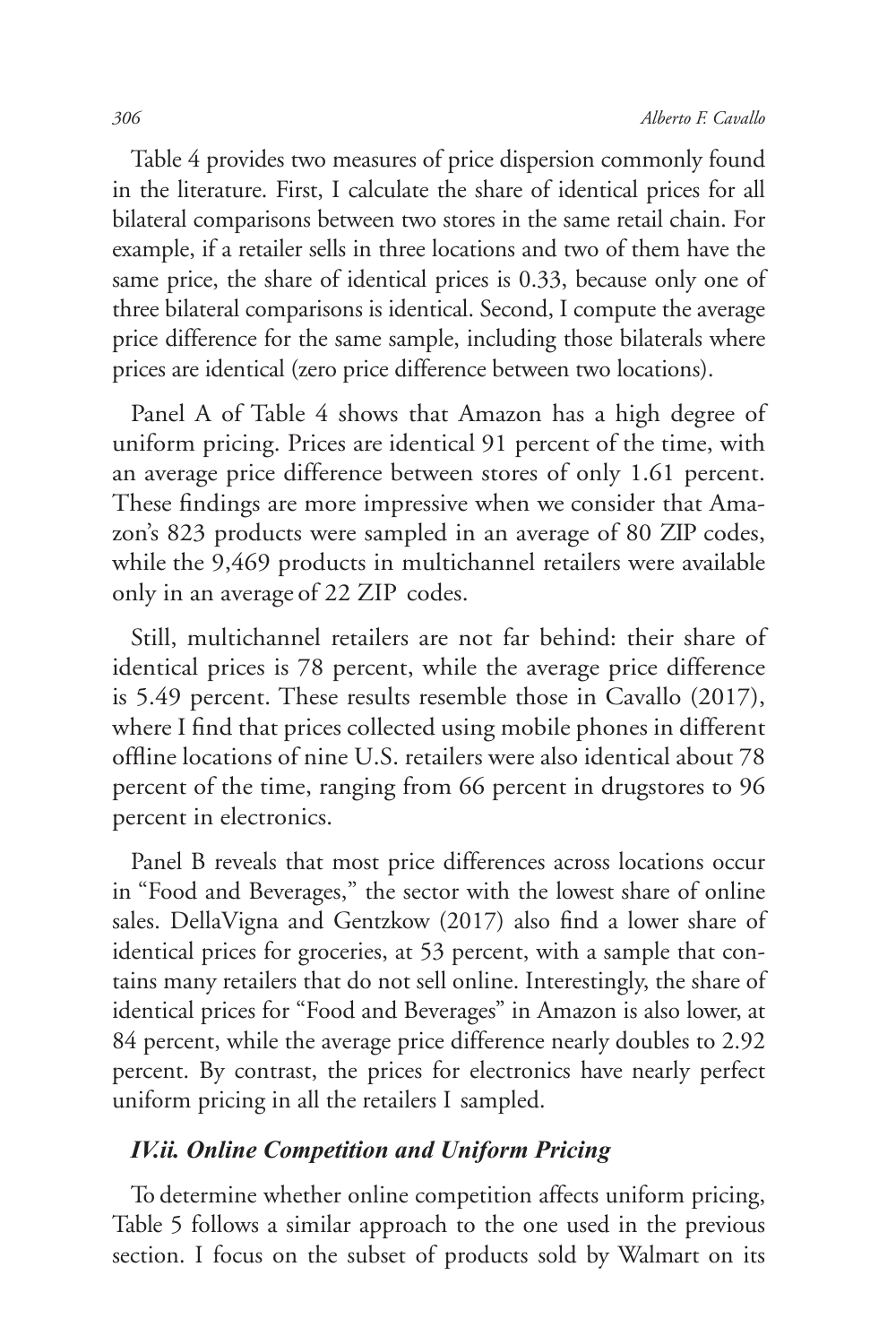Table 4 provides two measures of price dispersion commonly found in the literature. First, I calculate the share of identical prices for all bilateral comparisons between two stores in the same retail chain. For example, if a retailer sells in three locations and two of them have the same price, the share of identical prices is 0.33, because only one of three bilateral comparisons is identical. Second, I compute the average price difference for the same sample, including those bilaterals where prices are identical (zero price difference between two locations).

Panel A of Table 4 shows that Amazon has a high degree of uniform pricing. Prices are identical 91 percent of the time, with an average price difference between stores of only 1.61 percent. These findings are more impressive when we consider that Amazon's 823 products were sampled in an average of 80 ZIP codes, while the 9,469 products in multichannel retailers were available only in an average of 22 ZIP codes.

Still, multichannel retailers are not far behind: their share of identical prices is 78 percent, while the average price difference is 5.49 percent. These results resemble those in Cavallo (2017), where I find that prices collected using mobile phones in different offline locations of nine U.S. retailers were also identical about 78 percent of the time, ranging from 66 percent in drugstores to 96 percent in electronics.

Panel B reveals that most price differences across locations occur in "Food and Beverages," the sector with the lowest share of online sales. DellaVigna and Gentzkow (2017) also find a lower share of identical prices for groceries, at 53 percent, with a sample that contains many retailers that do not sell online. Interestingly, the share of identical prices for "Food and Beverages" in Amazon is also lower, at 84 percent, while the average price difference nearly doubles to 2.92 percent. By contrast, the prices for electronics have nearly perfect uniform pricing in all the retailers I sampled.

### *IV.ii. Online Competition and Uniform Pricing*

To determine whether online competition affects uniform pricing, Table 5 follows a similar approach to the one used in the previous section. I focus on the subset of products sold by Walmart on its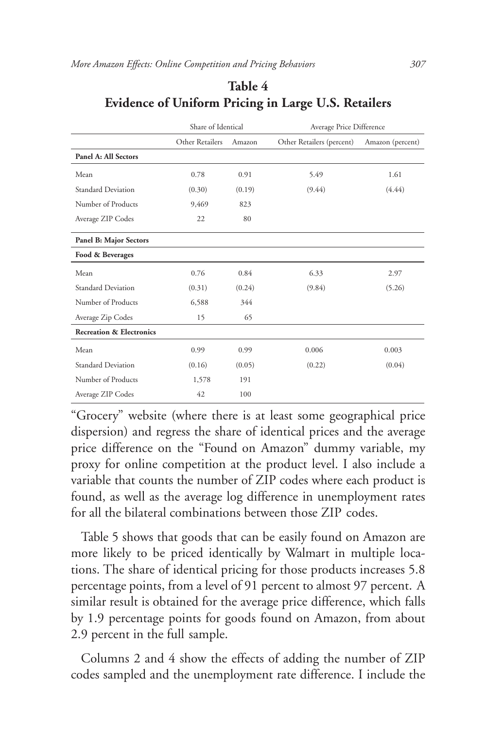**Table 4**
**Evidence of Uniform Pricing in Large U.S. Retailers**

| | Share of Identical | | Average Price Difference | |
|---|---|---|---|---|
| | Other Retailers | Amazon | Other Retailers (percent) | Amazon (percent) |
| **Panel A: All Sectors** | | | | |
| Mean | 0.78 | 0.91 | 5.49 | 1.61 |
| Standard Deviation | (0.30) | (0.19) | (9.44) | (4.44) |
| Number of Products | 9,469 | 823 | | |
| Average ZIP Codes | 22 | 80 | | |
| **Panel B: Major Sectors** | | | | |
| **Food & Beverages** | | | | |
| Mean | 0.76 | 0.84 | 6.33 | 2.97 |
| Standard Deviation | (0.31) | (0.24) | (9.84) | (5.26) |
| Number of Products | 6,588 | 344 | | |
| Average Zip Codes | 15 | 65 | | |
| **Recreation & Electronics** | | | | |
| Mean | 0.99 | 0.99 | 0.006 | 0.003 |
| Standard Deviation | (0.16) | (0.05) | (0.22) | (0.04) |
| Number of Products | 1,578 | 191 | | |
| Average ZIP Codes | 42 | 100 | | |

"Grocery" website (where there is at least some geographical price dispersion) and regress the share of identical prices and the average price difference on the "Found on Amazon" dummy variable, my proxy for online competition at the product level. I also include a variable that counts the number of ZIP codes where each product is found, as well as the average log difference in unemployment rates for all the bilateral combinations between those ZIP codes.

Table 5 shows that goods that can be easily found on Amazon are more likely to be priced identically by Walmart in multiple locations. The share of identical pricing for those products increases 5.8 percentage points, from a level of 91 percent to almost 97 percent. A similar result is obtained for the average price difference, which falls by 1.9 percentage points for goods found on Amazon, from about 2.9 percent in the full sample.

Columns 2 and 4 show the effects of adding the number of ZIP codes sampled and the unemployment rate difference. I include the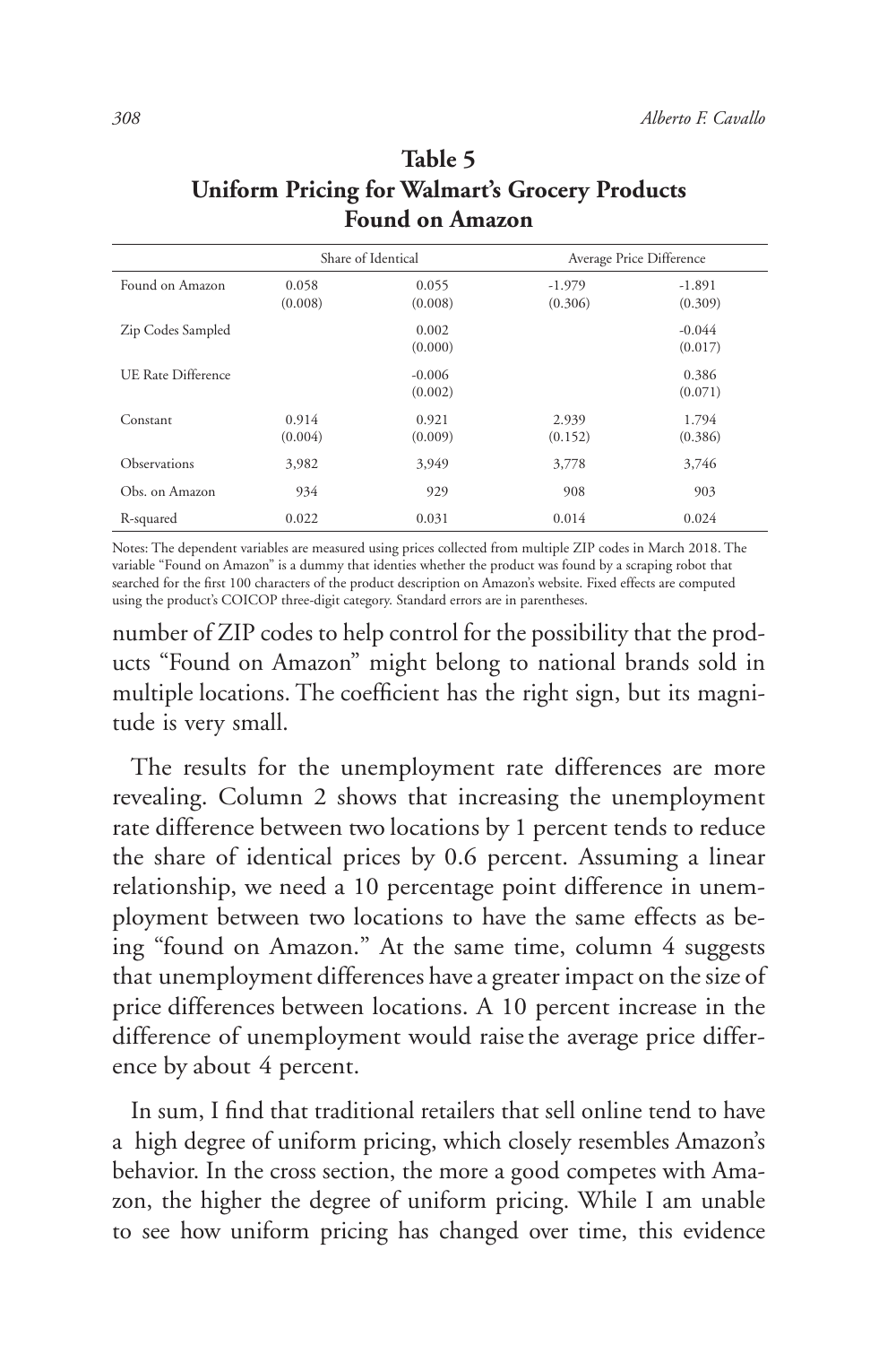**Table 5**
**Uniform Pricing for Walmart's Grocery Products Found on Amazon**

| | Share of Identical | | Average Price Difference | |
|---|---|---|---|---|
| Found on Amazon | 0.058<br>(0.008) | 0.055<br>(0.008) | -1.979<br>(0.306) | -1.891<br>(0.309) |
| Zip Codes Sampled | | 0.002<br>(0.000) | | -0.044<br>(0.017) |
| UE Rate Difference | | -0.006<br>(0.002) | | 0.386<br>(0.071) |
| Constant | 0.914<br>(0.004) | 0.921<br>(0.009) | 2.939<br>(0.152) | 1.794<br>(0.386) |
| Observations | 3,982 | 3,949 | 3,778 | 3,746 |
| Obs. on Amazon | 934 | 929 | 908 | 903 |
| R-squared | 0.022 | 0.031 | 0.014 | 0.024 |

Notes: The dependent variables are measured using prices collected from multiple ZIP codes in March 2018. The variable "Found on Amazon" is a dummy that identies whether the product was found by a scraping robot that searched for the first 100 characters of the product description on Amazon's website. Fixed effects are computed using the product's COICOP three-digit category. Standard errors are in parentheses.

number of ZIP codes to help control for the possibility that the products "Found on Amazon" might belong to national brands sold in multiple locations. The coefficient has the right sign, but its magnitude is very small.

The results for the unemployment rate differences are more revealing. Column 2 shows that increasing the unemployment rate difference between two locations by 1 percent tends to reduce the share of identical prices by 0.6 percent. Assuming a linear relationship, we need a 10 percentage point difference in unemployment between two locations to have the same effects as being "found on Amazon." At the same time, column 4 suggests that unemployment differences have a greater impact on the size of price differences between locations. A 10 percent increase in the difference of unemployment would raise the average price difference by about 4 percent.

In sum, I find that traditional retailers that sell online tend to have a high degree of uniform pricing, which closely resembles Amazon's behavior. In the cross section, the more a good competes with Amazon, the higher the degree of uniform pricing. While I am unable to see how uniform pricing has changed over time, this evidence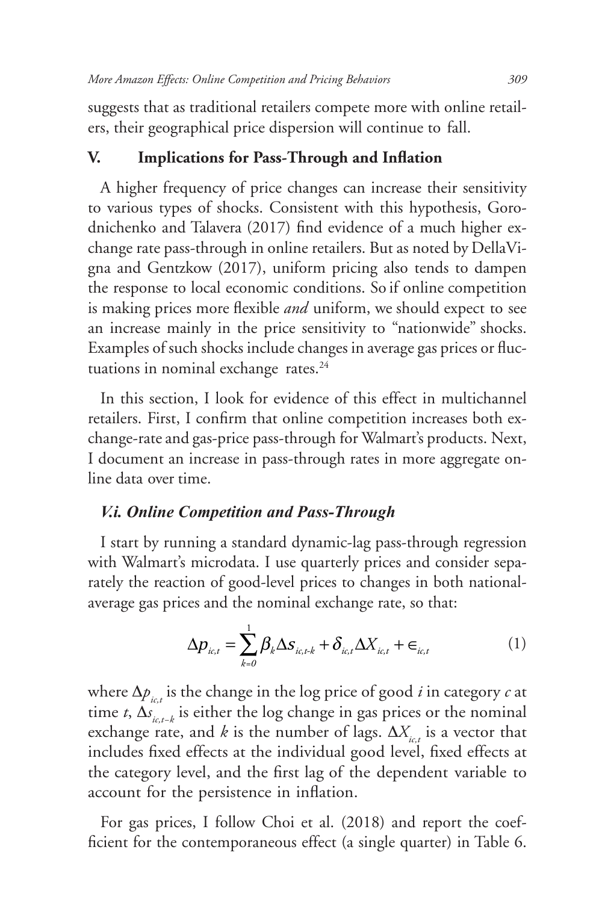suggests that as traditional retailers compete more with online retailers, their geographical price dispersion will continue to fall.

## V. Implications for Pass-Through and Inflation

A higher frequency of price changes can increase their sensitivity to various types of shocks. Consistent with this hypothesis, Gorodnichenko and Talavera (2017) find evidence of a much higher exchange rate pass-through in online retailers. But as noted by DellaVigna and Gentzkow (2017), uniform pricing also tends to dampen the response to local economic conditions. So if online competition is making prices more flexible *and* uniform, we should expect to see an increase mainly in the price sensitivity to "nationwide" shocks. Examples of such shocks include changes in average gas prices or fluctuations in nominal exchange rates.[24]

In this section, I look for evidence of this effect in multichannel retailers. First, I confirm that online competition increases both exchange-rate and gas-price pass-through for Walmart's products. Next, I document an increase in pass-through rates in more aggregate online data over time.

### *V.i. Online Competition and Pass-Through*

I start by running a standard dynamic-lag pass-through regression with Walmart's microdata. I use quarterly prices and consider separately the reaction of good-level prices to changes in both national-average gas prices and the nominal exchange rate, so that:

$$\Delta p_{ic,t} = \sum_{k=0}^{1} \beta_k \Delta s_{ic,t-k} + \delta_{ic,t} \Delta X_{ic,t} + \epsilon_{ic,t} \qquad (1)$$

where $\Delta p_{ic,t}$ is the change in the log price of good $i$ in category $c$ at time $t$, $\Delta s_{ic,t-k}$ is either the log change in gas prices or the nominal exchange rate, and $k$ is the number of lags. $\Delta X_{ic,t}$ is a vector that includes fixed effects at the individual good level, fixed effects at the category level, and the first lag of the dependent variable to account for the persistence in inflation.

For gas prices, I follow Choi et al. (2018) and report the coefficient for the contemporaneous effect (a single quarter) in Table 6.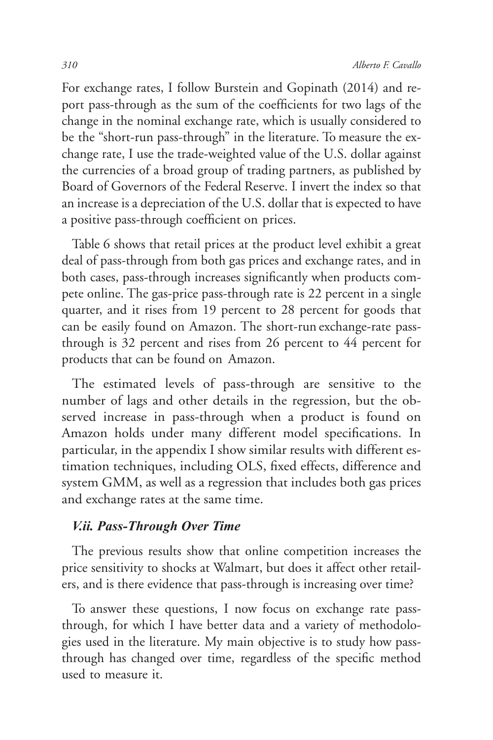For exchange rates, I follow Burstein and Gopinath (2014) and report pass-through as the sum of the coefficients for two lags of the change in the nominal exchange rate, which is usually considered to be the "short-run pass-through" in the literature. To measure the exchange rate, I use the trade-weighted value of the U.S. dollar against the currencies of a broad group of trading partners, as published by Board of Governors of the Federal Reserve. I invert the index so that an increase is a depreciation of the U.S. dollar that is expected to have a positive pass-through coefficient on prices.

Table 6 shows that retail prices at the product level exhibit a great deal of pass-through from both gas prices and exchange rates, and in both cases, pass-through increases significantly when products compete online. The gas-price pass-through rate is 22 percent in a single quarter, and it rises from 19 percent to 28 percent for goods that can be easily found on Amazon. The short-run exchange-rate pass-through is 32 percent and rises from 26 percent to 44 percent for products that can be found on Amazon.

The estimated levels of pass-through are sensitive to the number of lags and other details in the regression, but the observed increase in pass-through when a product is found on Amazon holds under many different model specifications. In particular, in the appendix I show similar results with different estimation techniques, including OLS, fixed effects, difference and system GMM, as well as a regression that includes both gas prices and exchange rates at the same time.

### *V.ii. Pass-Through Over Time*

The previous results show that online competition increases the price sensitivity to shocks at Walmart, but does it affect other retailers, and is there evidence that pass-through is increasing over time?

To answer these questions, I now focus on exchange rate pass-through, for which I have better data and a variety of methodologies used in the literature. My main objective is to study how pass-through has changed over time, regardless of the specific method used to measure it.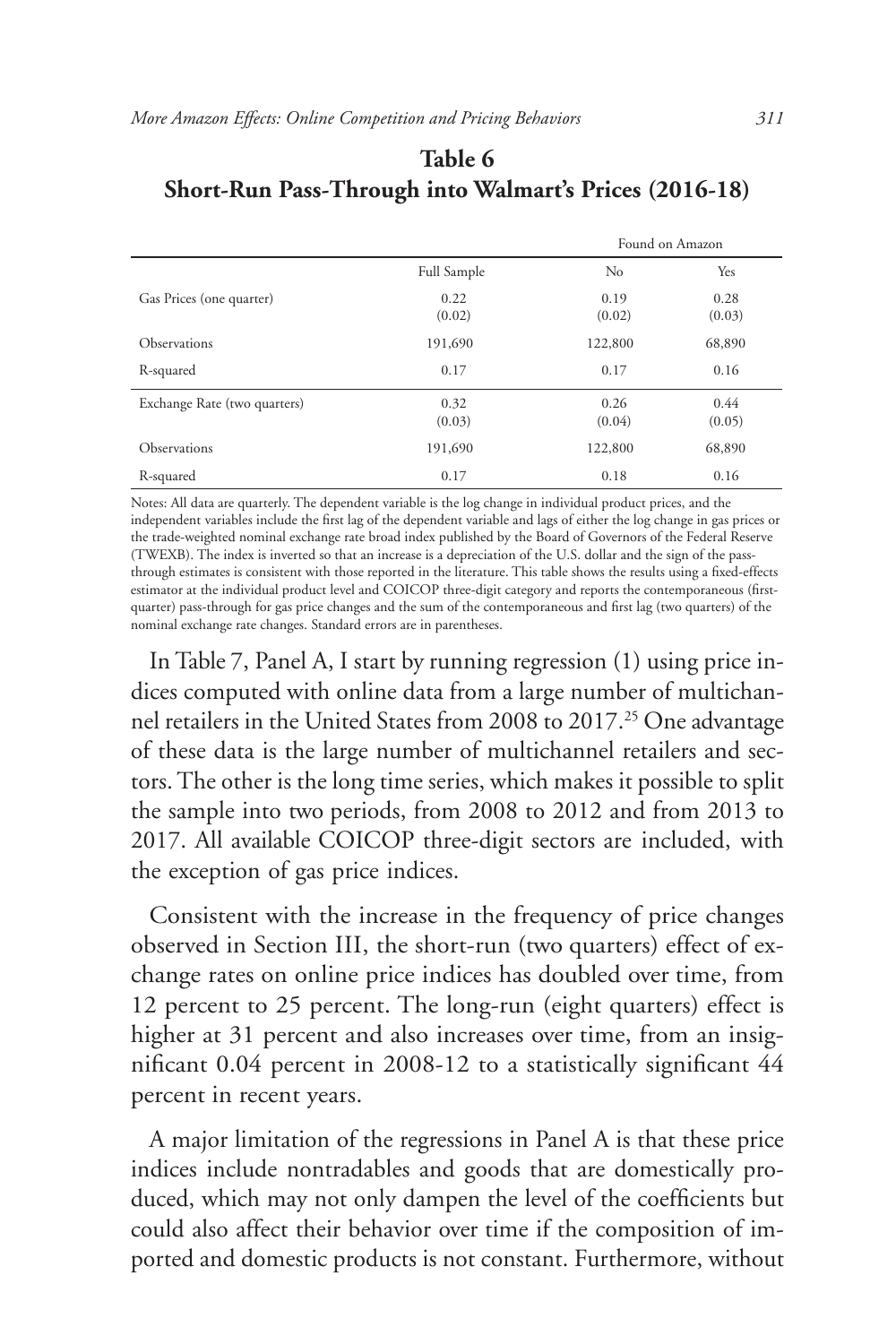**Table 6**
**Short-Run Pass-Through into Walmart's Prices (2016-18)**

| | | Found on Amazon | |
|---|---|---|---|
| | Full Sample | No | Yes |
| Gas Prices (one quarter) | 0.22 | 0.19 | 0.28 |
| | (0.02) | (0.02) | (0.03) |
| Observations | 191,690 | 122,800 | 68,890 |
| R-squared | 0.17 | 0.17 | 0.16 |
| Exchange Rate (two quarters) | 0.32 | 0.26 | 0.44 |
| | (0.03) | (0.04) | (0.05) |
| Observations | 191,690 | 122,800 | 68,890 |
| R-squared | 0.17 | 0.18 | 0.16 |

Notes: All data are quarterly. The dependent variable is the log change in individual product prices, and the independent variables include the first lag of the dependent variable and lags of either the log change in gas prices or the trade-weighted nominal exchange rate broad index published by the Board of Governors of the Federal Reserve (TWEXB). The index is inverted so that an increase is a depreciation of the U.S. dollar and the sign of the pass-through estimates is consistent with those reported in the literature. This table shows the results using a fixed-effects estimator at the individual product level and COICOP three-digit category and reports the contemporaneous (first-quarter) pass-through for gas price changes and the sum of the contemporaneous and first lag (two quarters) of the nominal exchange rate changes. Standard errors are in parentheses.

In Table 7, Panel A, I start by running regression (1) using price indices computed with online data from a large number of multichannel retailers in the United States from 2008 to 2017.[25] One advantage of these data is the large number of multichannel retailers and sectors. The other is the long time series, which makes it possible to split the sample into two periods, from 2008 to 2012 and from 2013 to 2017. All available COICOP three-digit sectors are included, with the exception of gas price indices.

Consistent with the increase in the frequency of price changes observed in Section III, the short-run (two quarters) effect of exchange rates on online price indices has doubled over time, from 12 percent to 25 percent. The long-run (eight quarters) effect is higher at 31 percent and also increases over time, from an insignificant 0.04 percent in 2008-12 to a statistically significant 44 percent in recent years.

A major limitation of the regressions in Panel A is that these price indices include nontradables and goods that are domestically produced, which may not only dampen the level of the coefficients but could also affect their behavior over time if the composition of imported and domestic products is not constant. Furthermore, without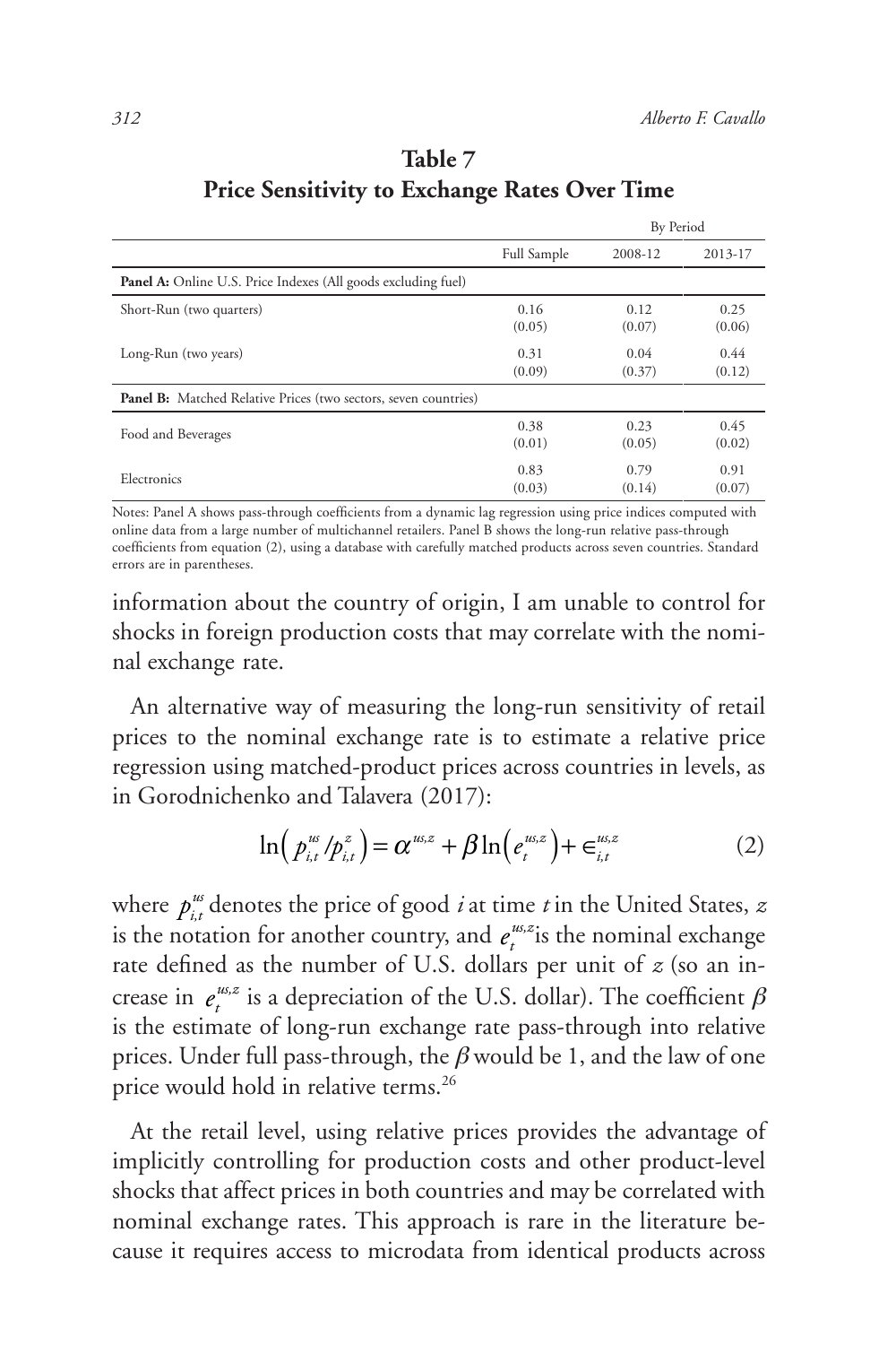**Table 7**
**Price Sensitivity to Exchange Rates Over Time**

| | Full Sample | By Period 2008-12 | 2013-17 |
|---|---|---|---|
| **Panel A:** Online U.S. Price Indexes (All goods excluding fuel) | | | |
| Short-Run (two quarters) | 0.16 (0.05) | 0.12 (0.07) | 0.25 (0.06) |
| Long-Run (two years) | 0.31 (0.09) | 0.04 (0.37) | 0.44 (0.12) |
| **Panel B:** Matched Relative Prices (two sectors, seven countries) | | | |
| Food and Beverages | 0.38 (0.01) | 0.23 (0.05) | 0.45 (0.02) |
| Electronics | 0.83 (0.03) | 0.79 (0.14) | 0.91 (0.07) |

Notes: Panel A shows pass-through coefficients from a dynamic lag regression using price indices computed with online data from a large number of multichannel retailers. Panel B shows the long-run relative pass-through coefficients from equation (2), using a database with carefully matched products across seven countries. Standard errors are in parentheses.

information about the country of origin, I am unable to control for shocks in foreign production costs that may correlate with the nominal exchange rate.

An alternative way of measuring the long-run sensitivity of retail prices to the nominal exchange rate is to estimate a relative price regression using matched-product prices across countries in levels, as in Gorodnichenko and Talavera (2017):

$$\ln\left(p_{i,t}^{us}/p_{i,t}^{z}\right) = \alpha^{us,z} + \beta \ln\left(e_{t}^{us,z}\right) + \epsilon_{i,t}^{us,z} \tag{2}$$

where $p_{i,t}^{us}$ denotes the price of good $i$ at time $t$ in the United States, $z$ is the notation for another country, and $e_{t}^{us,z}$ is the nominal exchange rate defined as the number of U.S. dollars per unit of $z$ (so an increase in $e_{t}^{us,z}$ is a depreciation of the U.S. dollar). The coefficient $\beta$ is the estimate of long-run exchange rate pass-through into relative prices. Under full pass-through, the $\beta$ would be 1, and the law of one price would hold in relative terms.[26]

At the retail level, using relative prices provides the advantage of implicitly controlling for production costs and other product-level shocks that affect prices in both countries and may be correlated with nominal exchange rates. This approach is rare in the literature because it requires access to microdata from identical products across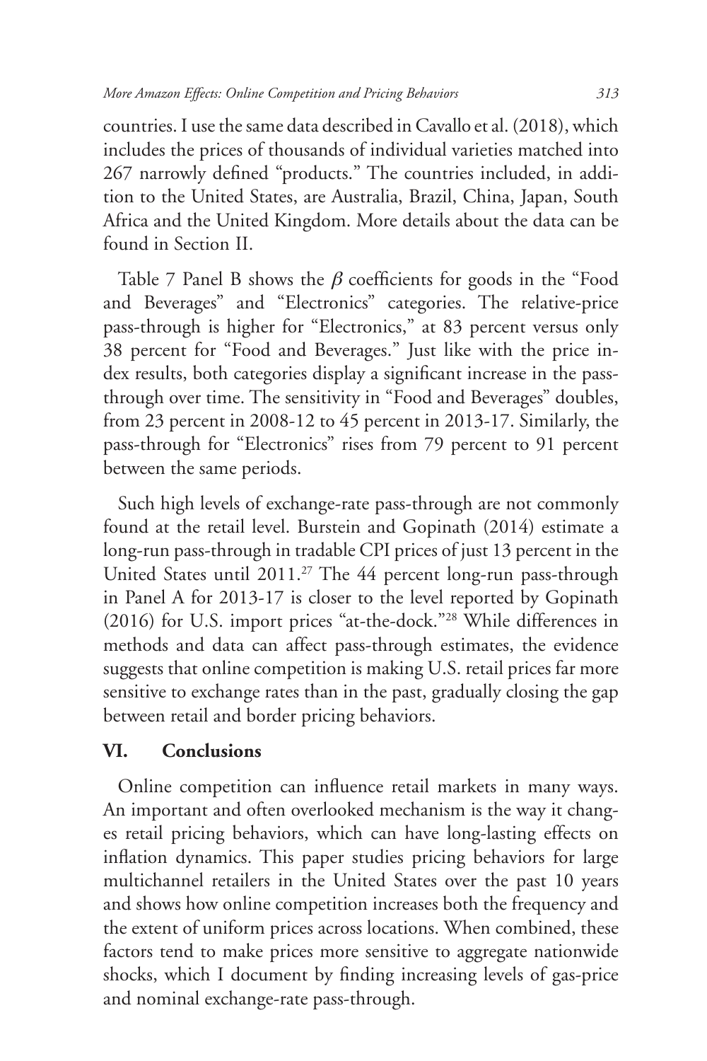countries. I use the same data described in Cavallo et al. (2018), which includes the prices of thousands of individual varieties matched into 267 narrowly defined "products." The countries included, in addition to the United States, are Australia, Brazil, China, Japan, South Africa and the United Kingdom. More details about the data can be found in Section II.

Table 7 Panel B shows the $\beta$ coefficients for goods in the "Food and Beverages" and "Electronics" categories. The relative-price pass-through is higher for "Electronics," at 83 percent versus only 38 percent for "Food and Beverages." Just like with the price index results, both categories display a significant increase in the pass-through over time. The sensitivity in "Food and Beverages" doubles, from 23 percent in 2008-12 to 45 percent in 2013-17. Similarly, the pass-through for "Electronics" rises from 79 percent to 91 percent between the same periods.

Such high levels of exchange-rate pass-through are not commonly found at the retail level. Burstein and Gopinath (2014) estimate a long-run pass-through in tradable CPI prices of just 13 percent in the United States until 2011.[27] The 44 percent long-run pass-through in Panel A for 2013-17 is closer to the level reported by Gopinath (2016) for U.S. import prices "at-the-dock."[28] While differences in methods and data can affect pass-through estimates, the evidence suggests that online competition is making U.S. retail prices far more sensitive to exchange rates than in the past, gradually closing the gap between retail and border pricing behaviors.

## VI. Conclusions

Online competition can influence retail markets in many ways. An important and often overlooked mechanism is the way it changes retail pricing behaviors, which can have long-lasting effects on inflation dynamics. This paper studies pricing behaviors for large multichannel retailers in the United States over the past 10 years and shows how online competition increases both the frequency and the extent of uniform prices across locations. When combined, these factors tend to make prices more sensitive to aggregate nationwide shocks, which I document by finding increasing levels of gas-price and nominal exchange-rate pass-through.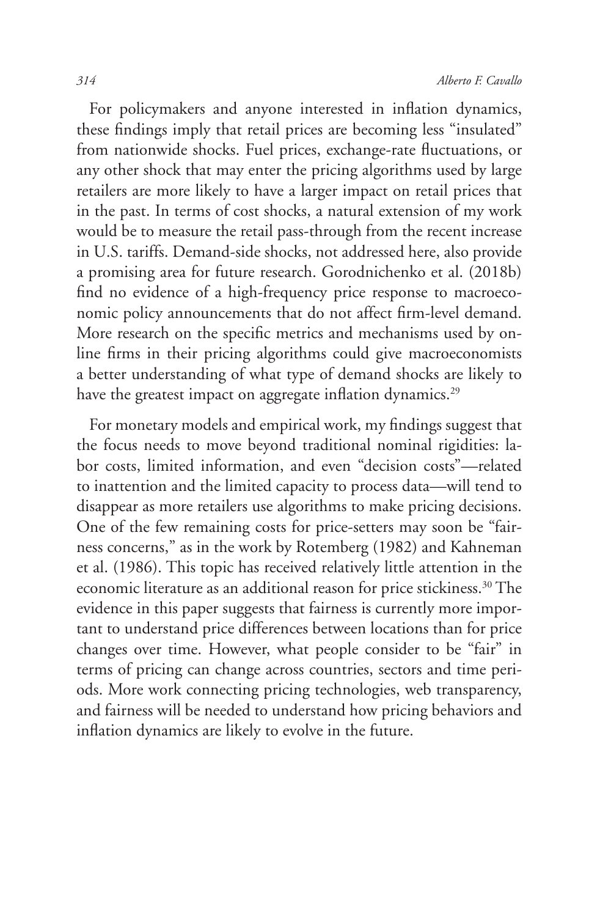For policymakers and anyone interested in inflation dynamics, these findings imply that retail prices are becoming less "insulated" from nationwide shocks. Fuel prices, exchange-rate fluctuations, or any other shock that may enter the pricing algorithms used by large retailers are more likely to have a larger impact on retail prices that in the past. In terms of cost shocks, a natural extension of my work would be to measure the retail pass-through from the recent increase in U.S. tariffs. Demand-side shocks, not addressed here, also provide a promising area for future research. Gorodnichenko et al. (2018b) find no evidence of a high-frequency price response to macroeconomic policy announcements that do not affect firm-level demand. More research on the specific metrics and mechanisms used by online firms in their pricing algorithms could give macroeconomists a better understanding of what type of demand shocks are likely to have the greatest impact on aggregate inflation dynamics.[29]

For monetary models and empirical work, my findings suggest that the focus needs to move beyond traditional nominal rigidities: labor costs, limited information, and even "decision costs"—related to inattention and the limited capacity to process data—will tend to disappear as more retailers use algorithms to make pricing decisions. One of the few remaining costs for price-setters may soon be "fairness concerns," as in the work by Rotemberg (1982) and Kahneman et al. (1986). This topic has received relatively little attention in the economic literature as an additional reason for price stickiness.[30] The evidence in this paper suggests that fairness is currently more important to understand price differences between locations than for price changes over time. However, what people consider to be "fair" in terms of pricing can change across countries, sectors and time periods. More work connecting pricing technologies, web transparency, and fairness will be needed to understand how pricing behaviors and inflation dynamics are likely to evolve in the future.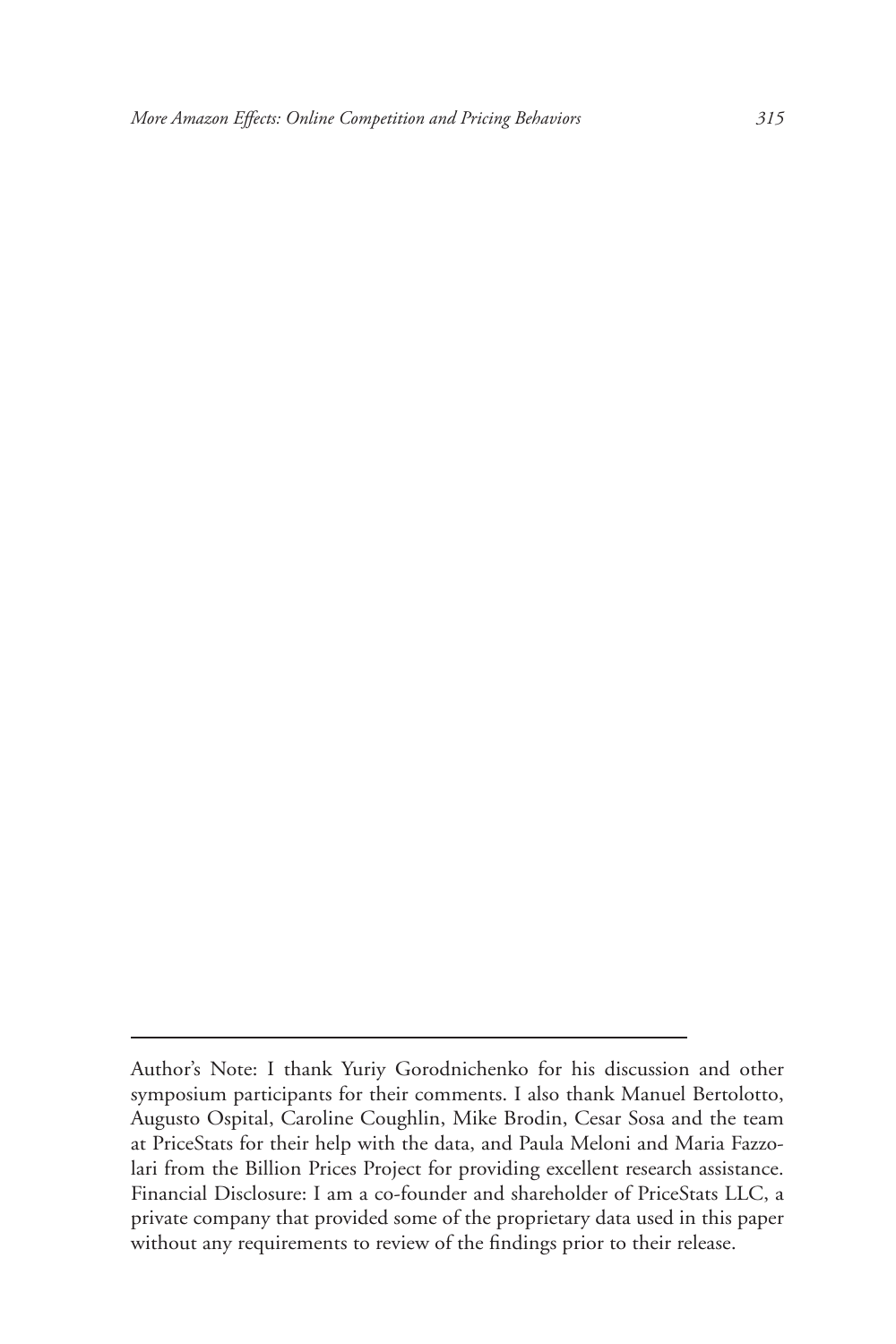Author's Note: I thank Yuriy Gorodnichenko for his discussion and other symposium participants for their comments. I also thank Manuel Bertolotto, Augusto Ospital, Caroline Coughlin, Mike Brodin, Cesar Sosa and the team at PriceStats for their help with the data, and Paula Meloni and Maria Fazzolari from the Billion Prices Project for providing excellent research assistance. Financial Disclosure: I am a co-founder and shareholder of PriceStats LLC, a private company that provided some of the proprietary data used in this paper without any requirements to review of the findings prior to their release.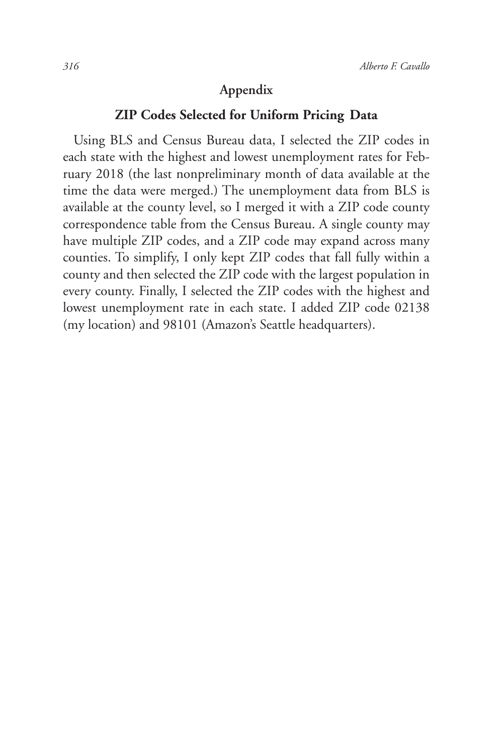## Appendix

### ZIP Codes Selected for Uniform Pricing Data

Using BLS and Census Bureau data, I selected the ZIP codes in each state with the highest and lowest unemployment rates for February 2018 (the last nonpreliminary month of data available at the time the data were merged.) The unemployment data from BLS is available at the county level, so I merged it with a ZIP code county correspondence table from the Census Bureau. A single county may have multiple ZIP codes, and a ZIP code may expand across many counties. To simplify, I only kept ZIP codes that fall fully within a county and then selected the ZIP code with the largest population in every county. Finally, I selected the ZIP codes with the highest and lowest unemployment rate in each state. I added ZIP code 02138 (my location) and 98101 (Amazon's Seattle headquarters).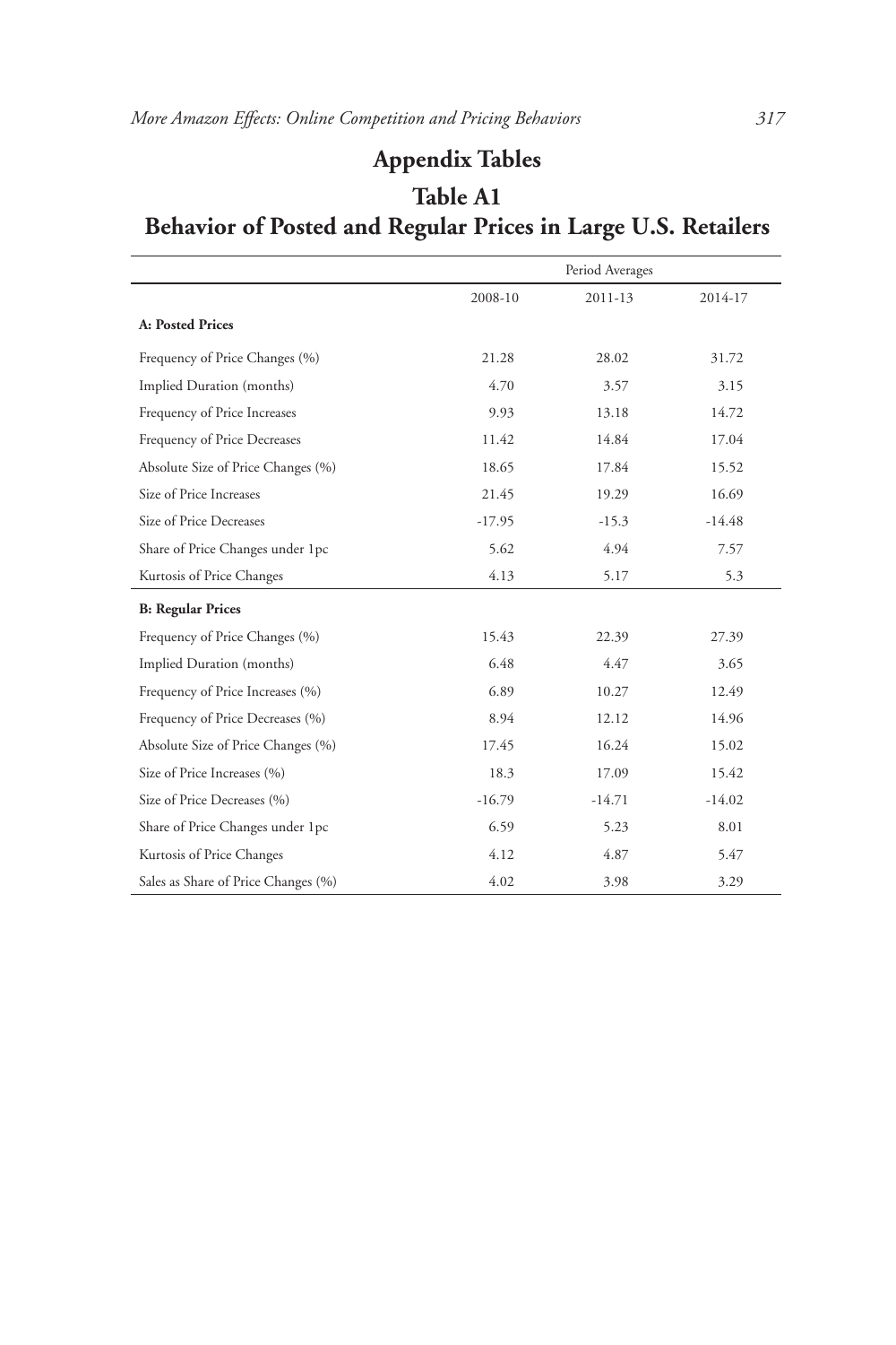# Appendix Tables

## Table A1

## Behavior of Posted and Regular Prices in Large U.S. Retailers

| | Period Averages | | |
|---|---|---|---|
| | 2008-10 | 2011-13 | 2014-17 |
| **A: Posted Prices** | | | |
| Frequency of Price Changes (%) | 21.28 | 28.02 | 31.72 |
| Implied Duration (months) | 4.70 | 3.57 | 3.15 |
| Frequency of Price Increases | 9.93 | 13.18 | 14.72 |
| Frequency of Price Decreases | 11.42 | 14.84 | 17.04 |
| Absolute Size of Price Changes (%) | 18.65 | 17.84 | 15.52 |
| Size of Price Increases | 21.45 | 19.29 | 16.69 |
| Size of Price Decreases | -17.95 | -15.3 | -14.48 |
| Share of Price Changes under 1pc | 5.62 | 4.94 | 7.57 |
| Kurtosis of Price Changes | 4.13 | 5.17 | 5.3 |
| **B: Regular Prices** | | | |
| Frequency of Price Changes (%) | 15.43 | 22.39 | 27.39 |
| Implied Duration (months) | 6.48 | 4.47 | 3.65 |
| Frequency of Price Increases (%) | 6.89 | 10.27 | 12.49 |
| Frequency of Price Decreases (%) | 8.94 | 12.12 | 14.96 |
| Absolute Size of Price Changes (%) | 17.45 | 16.24 | 15.02 |
| Size of Price Increases (%) | 18.3 | 17.09 | 15.42 |
| Size of Price Decreases (%) | -16.79 | -14.71 | -14.02 |
| Share of Price Changes under 1pc | 6.59 | 5.23 | 8.01 |
| Kurtosis of Price Changes | 4.12 | 4.87 | 5.47 |
| Sales as Share of Price Changes (%) | 4.02 | 3.98 | 3.29 |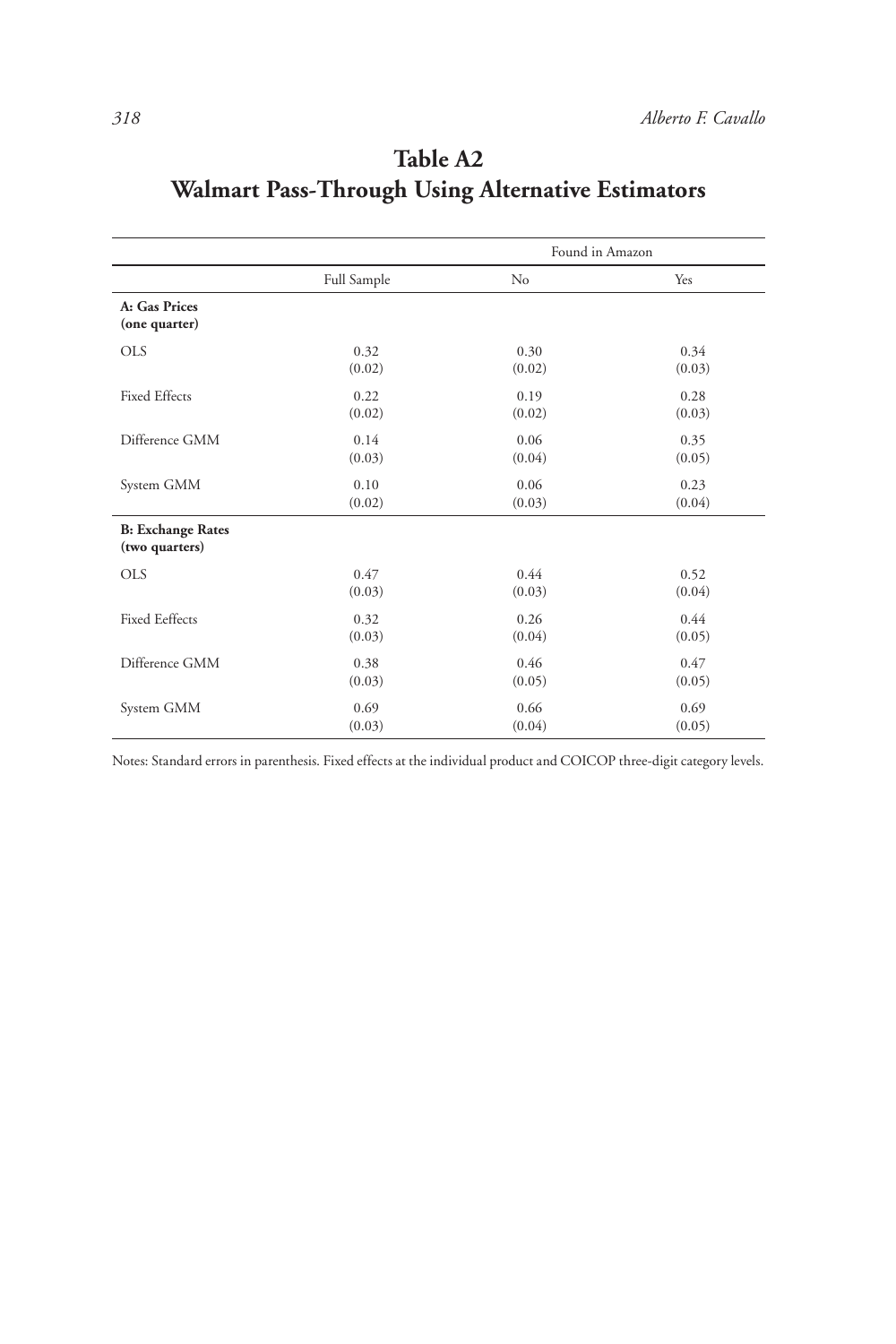# Table A2
## Walmart Pass-Through Using Alternative Estimators

| | | Found in Amazon | |
|---|---|---|---|
| | Full Sample | No | Yes |
| **A: Gas Prices (one quarter)** | | | |
| OLS | 0.32 | 0.30 | 0.34 |
| | (0.02) | (0.02) | (0.03) |
| Fixed Effects | 0.22 | 0.19 | 0.28 |
| | (0.02) | (0.02) | (0.03) |
| Difference GMM | 0.14 | 0.06 | 0.35 |
| | (0.03) | (0.04) | (0.05) |
| System GMM | 0.10 | 0.06 | 0.23 |
| | (0.02) | (0.03) | (0.04) |
| **B: Exchange Rates (two quarters)** | | | |
| OLS | 0.47 | 0.44 | 0.52 |
| | (0.03) | (0.03) | (0.04) |
| Fixed Eeffects | 0.32 | 0.26 | 0.44 |
| | (0.03) | (0.04) | (0.05) |
| Difference GMM | 0.38 | 0.46 | 0.47 |
| | (0.03) | (0.05) | (0.05) |
| System GMM | 0.69 | 0.66 | 0.69 |
| | (0.03) | (0.04) | (0.05) |

Notes: Standard errors in parenthesis. Fixed effects at the individual product and COICOP three-digit category levels.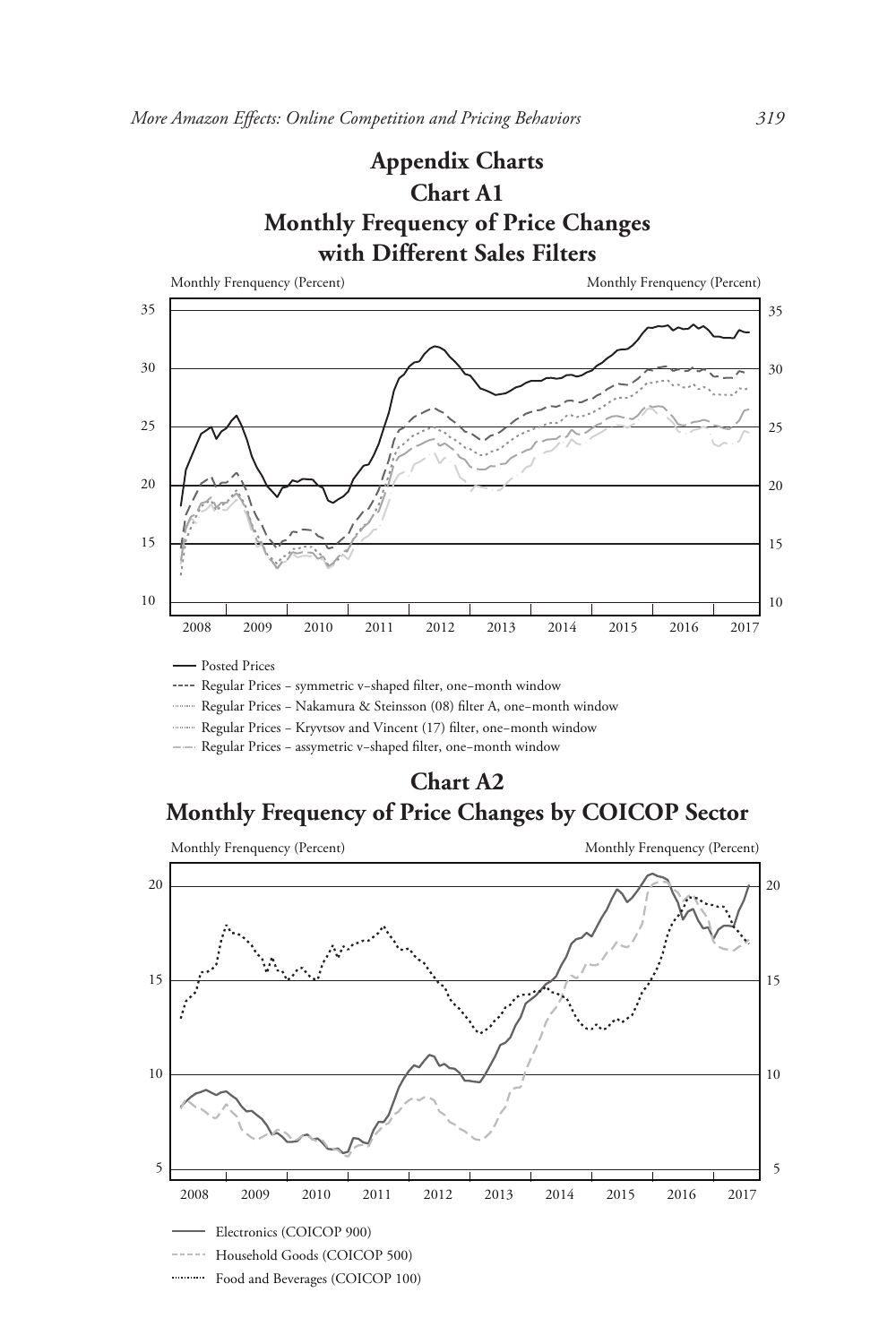# Appendix Charts

## Chart A1
## Monthly Frequency of Price Changes with Different Sales Filters

Monthly Frenquency (Percent)

— Posted Prices

---- Regular Prices – symmetric v–shaped filter, one–month window

······ Regular Prices – Nakamura & Steinsson (08) filter A, one–month window

······ Regular Prices – Kryvtsov and Vincent (17) filter, one–month window

–·–· Regular Prices – assymetric v–shaped filter, one–month window

## Chart A2
## Monthly Frequency of Price Changes by COICOP Sector

Monthly Frenquency (Percent)

— Electronics (COICOP 900)

---- Household Goods (COICOP 500)

······ Food and Beverages (COICOP 100)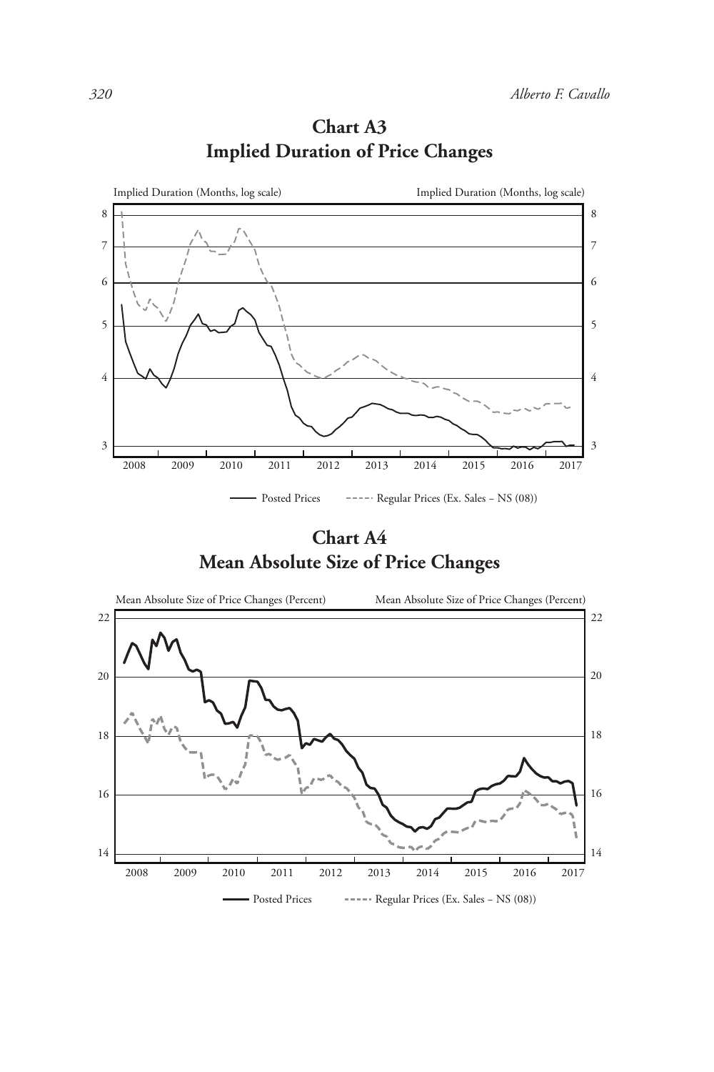## Chart A3
## Implied Duration of Price Changes

Implied Duration (Months, log scale)

Implied Duration (Months, log scale)

8, 7, 6, 5, 4, 3

2008, 2009, 2010, 2011, 2012, 2013, 2014, 2015, 2016, 2017

Posted Prices — Regular Prices (Ex. Sales – NS (08))

## Chart A4
## Mean Absolute Size of Price Changes

Mean Absolute Size of Price Changes (Percent)

Mean Absolute Size of Price Changes (Percent)

22, 20, 18, 16, 14

2008, 2009, 2010, 2011, 2012, 2013, 2014, 2015, 2016, 2017

Posted Prices — Regular Prices (Ex. Sales – NS (08))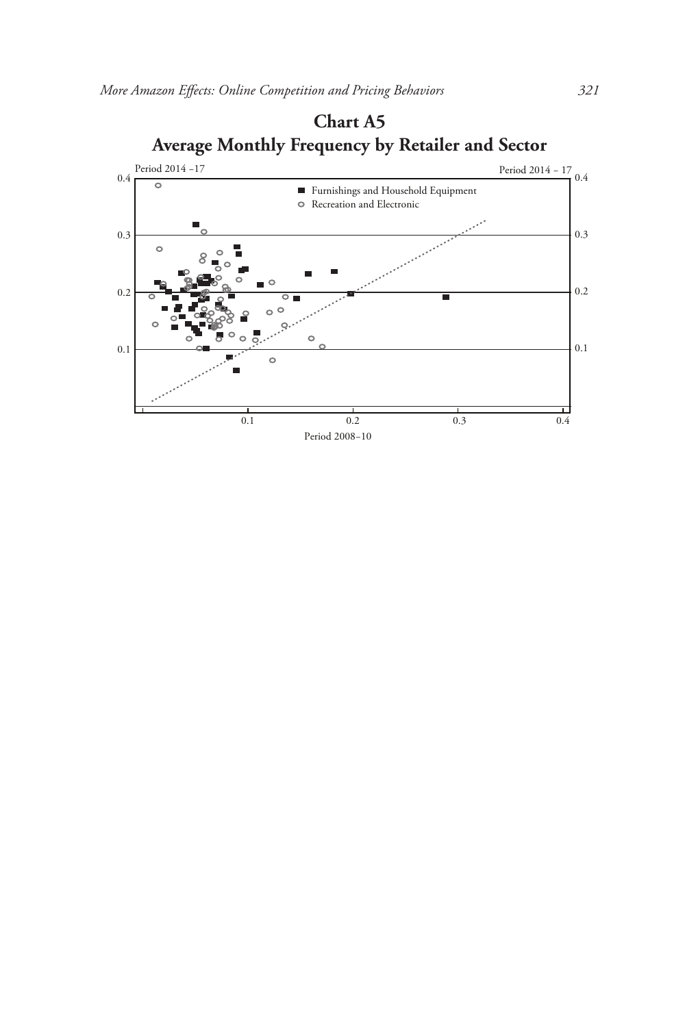**Chart A5**
**Average Monthly Frequency by Retailer and Sector**

Period 2014 –17

Period 2014 – 17

■ Furnishings and Household Equipment
○ Recreation and Electronic

0.4
0.3
0.2
0.1

0.1 0.2 0.3 0.4

Period 2008–10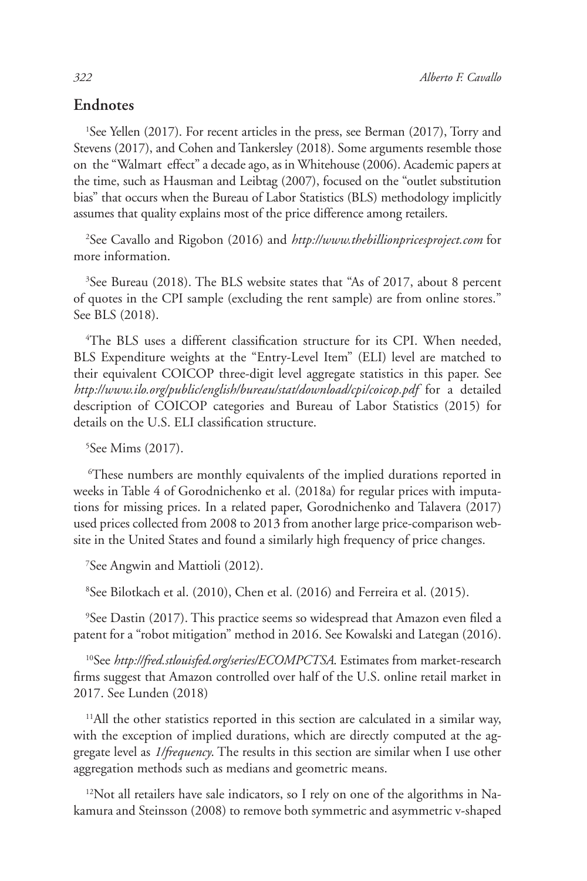## Endnotes

[1]See Yellen (2017). For recent articles in the press, see Berman (2017), Torry and Stevens (2017), and Cohen and Tankersley (2018). Some arguments resemble those on the "Walmart effect" a decade ago, as in Whitehouse (2006). Academic papers at the time, such as Hausman and Leibtag (2007), focused on the "outlet substitution bias" that occurs when the Bureau of Labor Statistics (BLS) methodology implicitly assumes that quality explains most of the price difference among retailers.

[2]See Cavallo and Rigobon (2016) and *http://www.thebillionpricesproject.com* for more information.

[3]See Bureau (2018). The BLS website states that "As of 2017, about 8 percent of quotes in the CPI sample (excluding the rent sample) are from online stores." See BLS (2018).

[4]The BLS uses a different classification structure for its CPI. When needed, BLS Expenditure weights at the "Entry-Level Item" (ELI) level are matched to their equivalent COICOP three-digit level aggregate statistics in this paper. See *http://www.ilo.org/public/english/bureau/stat/download/cpi/coicop.pdf* for a detailed description of COICOP categories and Bureau of Labor Statistics (2015) for details on the U.S. ELI classification structure.

[5]See Mims (2017).

[6]These numbers are monthly equivalents of the implied durations reported in weeks in Table 4 of Gorodnichenko et al. (2018a) for regular prices with imputations for missing prices. In a related paper, Gorodnichenko and Talavera (2017) used prices collected from 2008 to 2013 from another large price-comparison website in the United States and found a similarly high frequency of price changes.

[7]See Angwin and Mattioli (2012).

[8]See Bilotkach et al. (2010), Chen et al. (2016) and Ferreira et al. (2015).

[9]See Dastin (2017). This practice seems so widespread that Amazon even filed a patent for a "robot mitigation" method in 2016. See Kowalski and Lategan (2016).

[10]See *http://fred.stlouisfed.org/series/ECOMPCTSA.* Estimates from market-research firms suggest that Amazon controlled over half of the U.S. online retail market in 2017. See Lunden (2018)

[11]All the other statistics reported in this section are calculated in a similar way, with the exception of implied durations, which are directly computed at the aggregate level as *1/frequency*. The results in this section are similar when I use other aggregation methods such as medians and geometric means.

[12]Not all retailers have sale indicators, so I rely on one of the algorithms in Nakamura and Steinsson (2008) to remove both symmetric and asymmetric v-shaped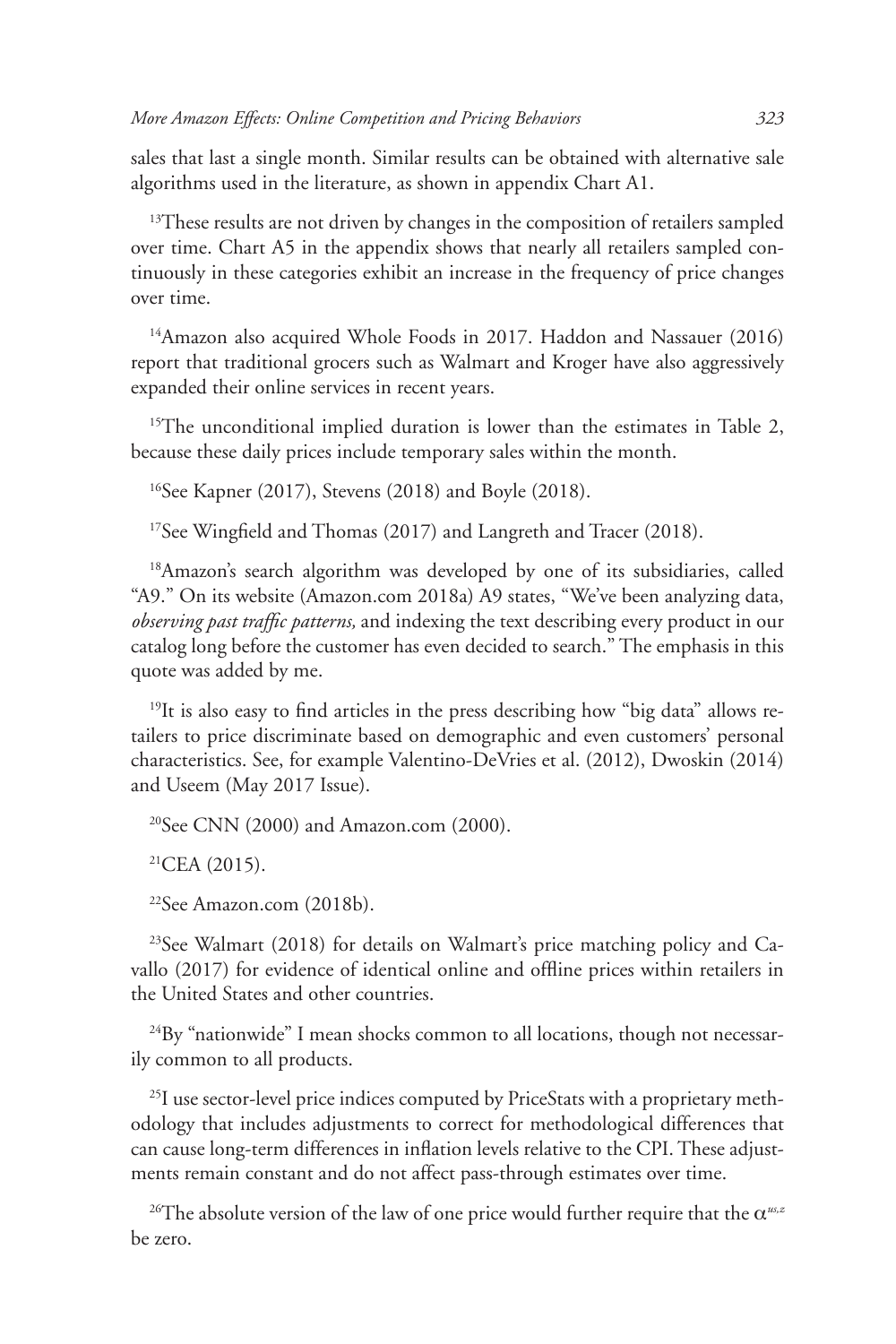sales that last a single month. Similar results can be obtained with alternative sale algorithms used in the literature, as shown in appendix Chart A1.

[13]These results are not driven by changes in the composition of retailers sampled over time. Chart A5 in the appendix shows that nearly all retailers sampled continuously in these categories exhibit an increase in the frequency of price changes over time.

[14]Amazon also acquired Whole Foods in 2017. Haddon and Nassauer (2016) report that traditional grocers such as Walmart and Kroger have also aggressively expanded their online services in recent years.

[15]The unconditional implied duration is lower than the estimates in Table 2, because these daily prices include temporary sales within the month.

[16]See Kapner (2017), Stevens (2018) and Boyle (2018).

[17]See Wingfield and Thomas (2017) and Langreth and Tracer (2018).

[18]Amazon's search algorithm was developed by one of its subsidiaries, called "A9." On its website (Amazon.com 2018a) A9 states, "We've been analyzing data, *observing past traffic patterns,* and indexing the text describing every product in our catalog long before the customer has even decided to search." The emphasis in this quote was added by me.

[19]It is also easy to find articles in the press describing how "big data" allows retailers to price discriminate based on demographic and even customers' personal characteristics. See, for example Valentino-DeVries et al. (2012), Dwoskin (2014) and Useem (May 2017 Issue).

[20]See CNN (2000) and Amazon.com (2000).

[21]CEA (2015).

[22]See Amazon.com (2018b).

[23]See Walmart (2018) for details on Walmart's price matching policy and Cavallo (2017) for evidence of identical online and offline prices within retailers in the United States and other countries.

[24]By "nationwide" I mean shocks common to all locations, though not necessarily common to all products.

[25]I use sector-level price indices computed by PriceStats with a proprietary methodology that includes adjustments to correct for methodological differences that can cause long-term differences in inflation levels relative to the CPI. These adjustments remain constant and do not affect pass-through estimates over time.

[26]The absolute version of the law of one price would further require that the $\alpha^{us,z}$ be zero.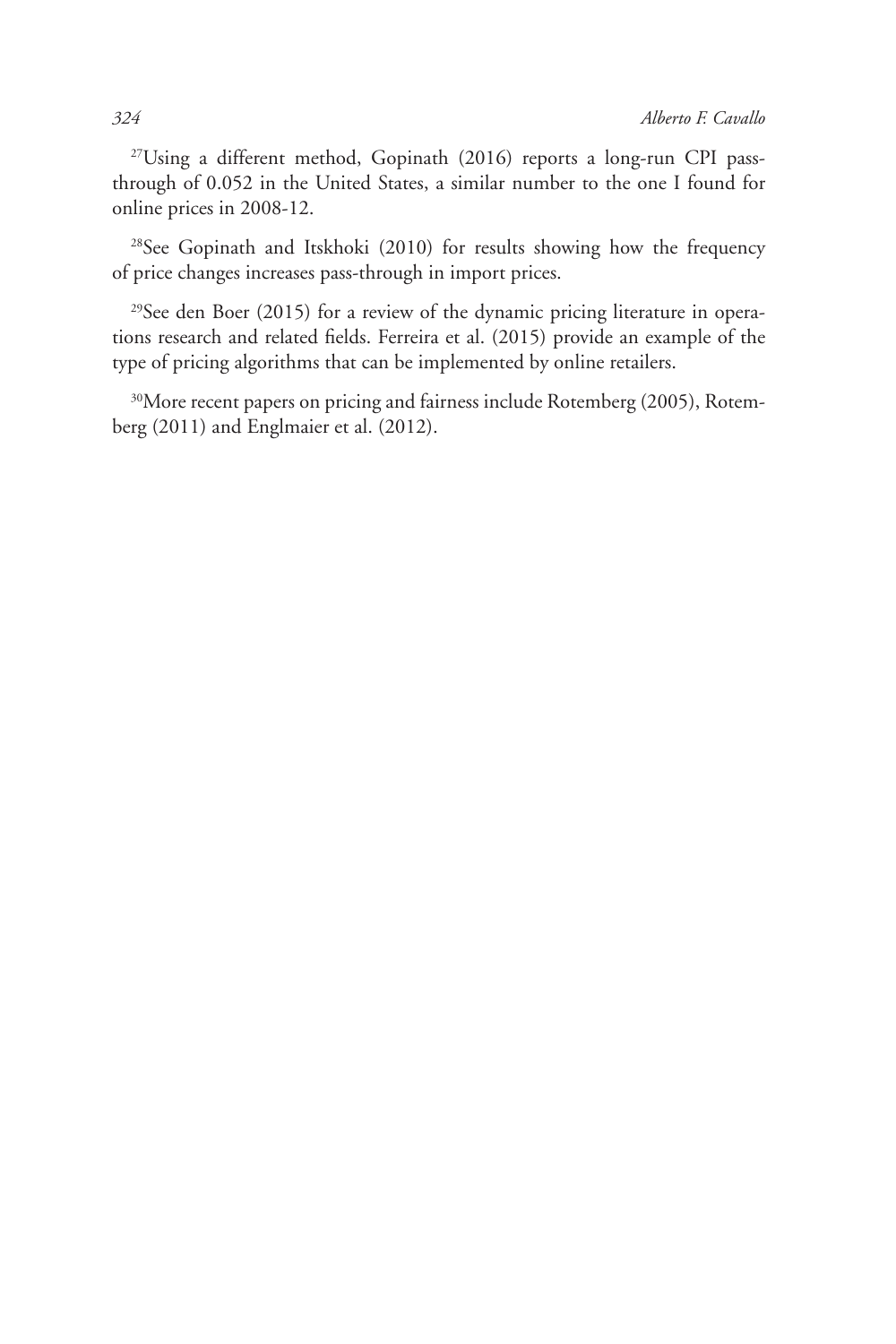[27]Using a different method, Gopinath (2016) reports a long-run CPI pass-through of 0.052 in the United States, a similar number to the one I found for online prices in 2008-12.

[28]See Gopinath and Itskhoki (2010) for results showing how the frequency of price changes increases pass-through in import prices.

[29]See den Boer (2015) for a review of the dynamic pricing literature in operations research and related fields. Ferreira et al. (2015) provide an example of the type of pricing algorithms that can be implemented by online retailers.

[30]More recent papers on pricing and fairness include Rotemberg (2005), Rotemberg (2011) and Englmaier et al. (2012).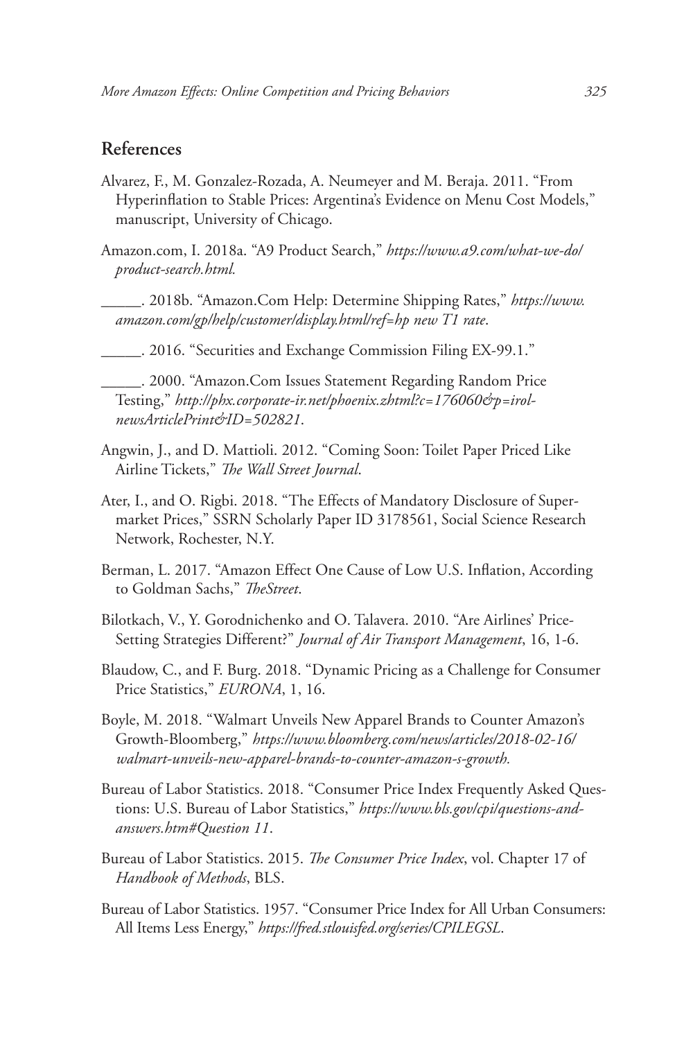## References

Alvarez, F., M. Gonzalez-Rozada, A. Neumeyer and M. Beraja. 2011. "From Hyperinflation to Stable Prices: Argentina's Evidence on Menu Cost Models," manuscript, University of Chicago.

Amazon.com, I. 2018a. "A9 Product Search," *https://www.a9.com/what-we-do/product-search.html*.

_____. 2018b. "Amazon.Com Help: Determine Shipping Rates," *https://www.amazon.com/gp/help/customer/display.html/ref=hp new T1 rate*.

_____. 2016. "Securities and Exchange Commission Filing EX-99.1."

_____. 2000. "Amazon.Com Issues Statement Regarding Random Price Testing," *http://phx.corporate-ir.net/phoenix.zhtml?c=176060&p=irol-newsArticlePrint&ID=502821*.

Angwin, J., and D. Mattioli. 2012. "Coming Soon: Toilet Paper Priced Like Airline Tickets," *The Wall Street Journal*.

Ater, I., and O. Rigbi. 2018. "The Effects of Mandatory Disclosure of Supermarket Prices," SSRN Scholarly Paper ID 3178561, Social Science Research Network, Rochester, N.Y.

Berman, L. 2017. "Amazon Effect One Cause of Low U.S. Inflation, According to Goldman Sachs," *TheStreet*.

Bilotkach, V., Y. Gorodnichenko and O. Talavera. 2010. "Are Airlines' Price-Setting Strategies Different?" *Journal of Air Transport Management*, 16, 1-6.

Blaudow, C., and F. Burg. 2018. "Dynamic Pricing as a Challenge for Consumer Price Statistics," *EURONA*, 1, 16.

Boyle, M. 2018. "Walmart Unveils New Apparel Brands to Counter Amazon's Growth-Bloomberg," *https://www.bloomberg.com/news/articles/2018-02-16/walmart-unveils-new-apparel-brands-to-counter-amazon-s-growth.*

Bureau of Labor Statistics. 2018. "Consumer Price Index Frequently Asked Questions: U.S. Bureau of Labor Statistics," *https://www.bls.gov/cpi/questions-and-answers.htm#Question 11*.

Bureau of Labor Statistics. 2015. *The Consumer Price Index*, vol. Chapter 17 of *Handbook of Methods*, BLS.

Bureau of Labor Statistics. 1957. "Consumer Price Index for All Urban Consumers: All Items Less Energy," *https://fred.stlouisfed.org/series/CPILEGSL*.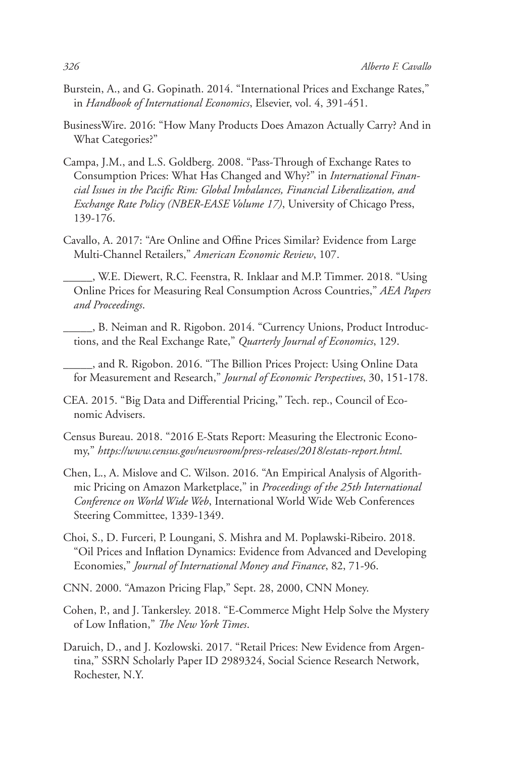Burstein, A., and G. Gopinath. 2014. "International Prices and Exchange Rates," in *Handbook of International Economics*, Elsevier, vol. 4, 391-451.

BusinessWire. 2016: "How Many Products Does Amazon Actually Carry? And in What Categories?"

Campa, J.M., and L.S. Goldberg. 2008. "Pass-Through of Exchange Rates to Consumption Prices: What Has Changed and Why?" in *International Financial Issues in the Pacific Rim: Global Imbalances, Financial Liberalization, and Exchange Rate Policy (NBER-EASE Volume 17)*, University of Chicago Press, 139-176.

Cavallo, A. 2017: "Are Online and Offline Prices Similar? Evidence from Large Multi-Channel Retailers," *American Economic Review*, 107.

_____, W.E. Diewert, R.C. Feenstra, R. Inklaar and M.P. Timmer. 2018. "Using Online Prices for Measuring Real Consumption Across Countries," *AEA Papers and Proceedings*.

_____, B. Neiman and R. Rigobon. 2014. "Currency Unions, Product Introductions, and the Real Exchange Rate," *Quarterly Journal of Economics*, 129.

_____, and R. Rigobon. 2016. "The Billion Prices Project: Using Online Data for Measurement and Research," *Journal of Economic Perspectives*, 30, 151-178.

CEA. 2015. "Big Data and Differential Pricing," Tech. rep., Council of Economic Advisers.

Census Bureau. 2018. "2016 E-Stats Report: Measuring the Electronic Economy," *https://www.census.gov/newsroom/press-releases/2018/estats-report.html*.

Chen, L., A. Mislove and C. Wilson. 2016. "An Empirical Analysis of Algorithmic Pricing on Amazon Marketplace," in *Proceedings of the 25th International Conference on World Wide Web*, International World Wide Web Conferences Steering Committee, 1339-1349.

Choi, S., D. Furceri, P. Loungani, S. Mishra and M. Poplawski-Ribeiro. 2018. "Oil Prices and Inflation Dynamics: Evidence from Advanced and Developing Economies," *Journal of International Money and Finance*, 82, 71-96.

CNN. 2000. "Amazon Pricing Flap," Sept. 28, 2000, CNN Money.

Cohen, P., and J. Tankersley. 2018. "E-Commerce Might Help Solve the Mystery of Low Inflation," *The New York Times*.

Daruich, D., and J. Kozlowski. 2017. "Retail Prices: New Evidence from Argentina," SSRN Scholarly Paper ID 2989324, Social Science Research Network, Rochester, N.Y.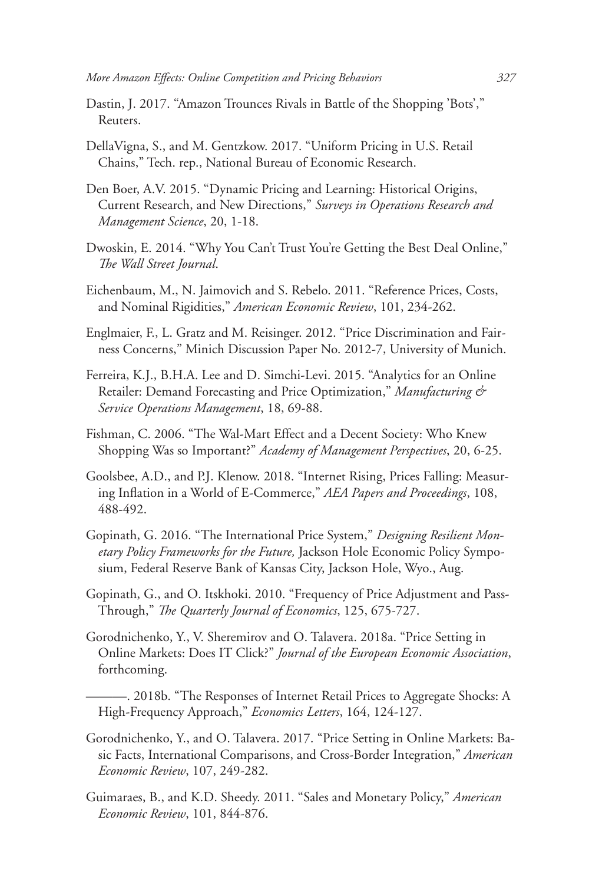Dastin, J. 2017. "Amazon Trounces Rivals in Battle of the Shopping 'Bots'," Reuters.

DellaVigna, S., and M. Gentzkow. 2017. "Uniform Pricing in U.S. Retail Chains," Tech. rep., National Bureau of Economic Research.

Den Boer, A.V. 2015. "Dynamic Pricing and Learning: Historical Origins, Current Research, and New Directions," *Surveys in Operations Research and Management Science*, 20, 1-18.

Dwoskin, E. 2014. "Why You Can't Trust You're Getting the Best Deal Online," *The Wall Street Journal*.

Eichenbaum, M., N. Jaimovich and S. Rebelo. 2011. "Reference Prices, Costs, and Nominal Rigidities," *American Economic Review*, 101, 234-262.

Englmaier, F., L. Gratz and M. Reisinger. 2012. "Price Discrimination and Fairness Concerns," Minich Discussion Paper No. 2012-7, University of Munich.

Ferreira, K.J., B.H.A. Lee and D. Simchi-Levi. 2015. "Analytics for an Online Retailer: Demand Forecasting and Price Optimization," *Manufacturing & Service Operations Management*, 18, 69-88.

Fishman, C. 2006. "The Wal-Mart Effect and a Decent Society: Who Knew Shopping Was so Important?" *Academy of Management Perspectives*, 20, 6-25.

Goolsbee, A.D., and P.J. Klenow. 2018. "Internet Rising, Prices Falling: Measuring Inflation in a World of E-Commerce," *AEA Papers and Proceedings*, 108, 488-492.

Gopinath, G. 2016. "The International Price System," *Designing Resilient Monetary Policy Frameworks for the Future,* Jackson Hole Economic Policy Symposium, Federal Reserve Bank of Kansas City, Jackson Hole, Wyo., Aug.

Gopinath, G., and O. Itskhoki. 2010. "Frequency of Price Adjustment and Pass-Through," *The Quarterly Journal of Economics*, 125, 675-727.

Gorodnichenko, Y., V. Sheremirov and O. Talavera. 2018a. "Price Setting in Online Markets: Does IT Click?" *Journal of the European Economic Association*, forthcoming.

———. 2018b. "The Responses of Internet Retail Prices to Aggregate Shocks: A High-Frequency Approach," *Economics Letters*, 164, 124-127.

Gorodnichenko, Y., and O. Talavera. 2017. "Price Setting in Online Markets: Basic Facts, International Comparisons, and Cross-Border Integration," *American Economic Review*, 107, 249-282.

Guimaraes, B., and K.D. Sheedy. 2011. "Sales and Monetary Policy," *American Economic Review*, 101, 844-876.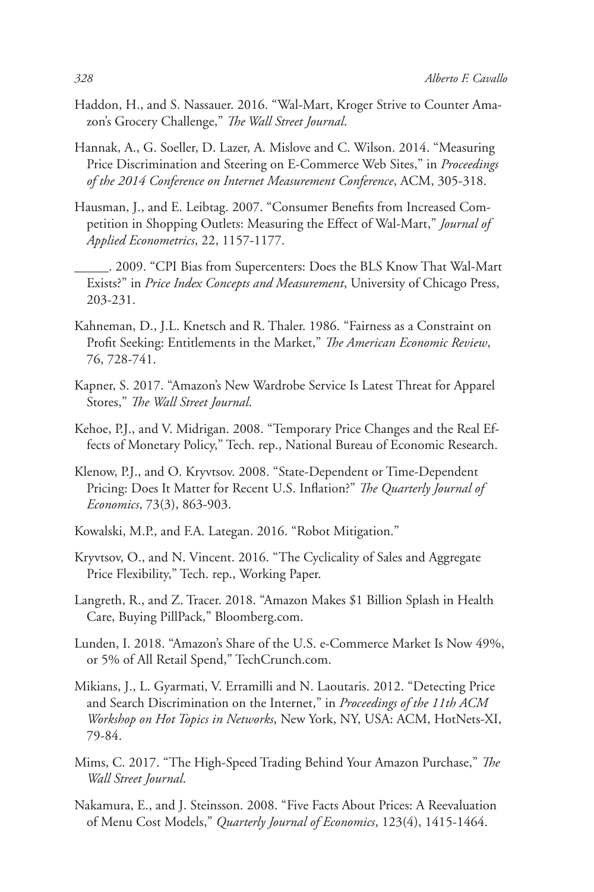Haddon, H., and S. Nassauer. 2016. "Wal-Mart, Kroger Strive to Counter Amazon's Grocery Challenge," *The Wall Street Journal*.

Hannak, A., G. Soeller, D. Lazer, A. Mislove and C. Wilson. 2014. "Measuring Price Discrimination and Steering on E-Commerce Web Sites," in *Proceedings of the 2014 Conference on Internet Measurement Conference*, ACM, 305-318.

Hausman, J., and E. Leibtag. 2007. "Consumer Benefits from Increased Competition in Shopping Outlets: Measuring the Effect of Wal-Mart," *Journal of Applied Econometrics*, 22, 1157-1177.

\_\_\_\_\_. 2009. "CPI Bias from Supercenters: Does the BLS Know That Wal-Mart Exists?" in *Price Index Concepts and Measurement*, University of Chicago Press, 203-231.

Kahneman, D., J.L. Knetsch and R. Thaler. 1986. "Fairness as a Constraint on Profit Seeking: Entitlements in the Market," *The American Economic Review*, 76, 728-741.

Kapner, S. 2017. "Amazon's New Wardrobe Service Is Latest Threat for Apparel Stores," *The Wall Street Journal*.

Kehoe, P.J., and V. Midrigan. 2008. "Temporary Price Changes and the Real Effects of Monetary Policy," Tech. rep., National Bureau of Economic Research.

Klenow, P.J., and O. Kryvtsov. 2008. "State-Dependent or Time-Dependent Pricing: Does It Matter for Recent U.S. Inflation?" *The Quarterly Journal of Economics*, 73(3), 863-903.

Kowalski, M.P., and F.A. Lategan. 2016. "Robot Mitigation."

Kryvtsov, O., and N. Vincent. 2016. "The Cyclicality of Sales and Aggregate Price Flexibility," Tech. rep., Working Paper.

Langreth, R., and Z. Tracer. 2018. "Amazon Makes $1 Billion Splash in Health Care, Buying PillPack," Bloomberg.com.

Lunden, I. 2018. "Amazon's Share of the U.S. e-Commerce Market Is Now 49%, or 5% of All Retail Spend," TechCrunch.com.

Mikians, J., L. Gyarmati, V. Erramilli and N. Laoutaris. 2012. "Detecting Price and Search Discrimination on the Internet," in *Proceedings of the 11th ACM Workshop on Hot Topics in Networks*, New York, NY, USA: ACM, HotNets-XI, 79-84.

Mims, C. 2017. "The High-Speed Trading Behind Your Amazon Purchase," *The Wall Street Journal*.

Nakamura, E., and J. Steinsson. 2008. "Five Facts About Prices: A Reevaluation of Menu Cost Models," *Quarterly Journal of Economics*, 123(4), 1415-1464.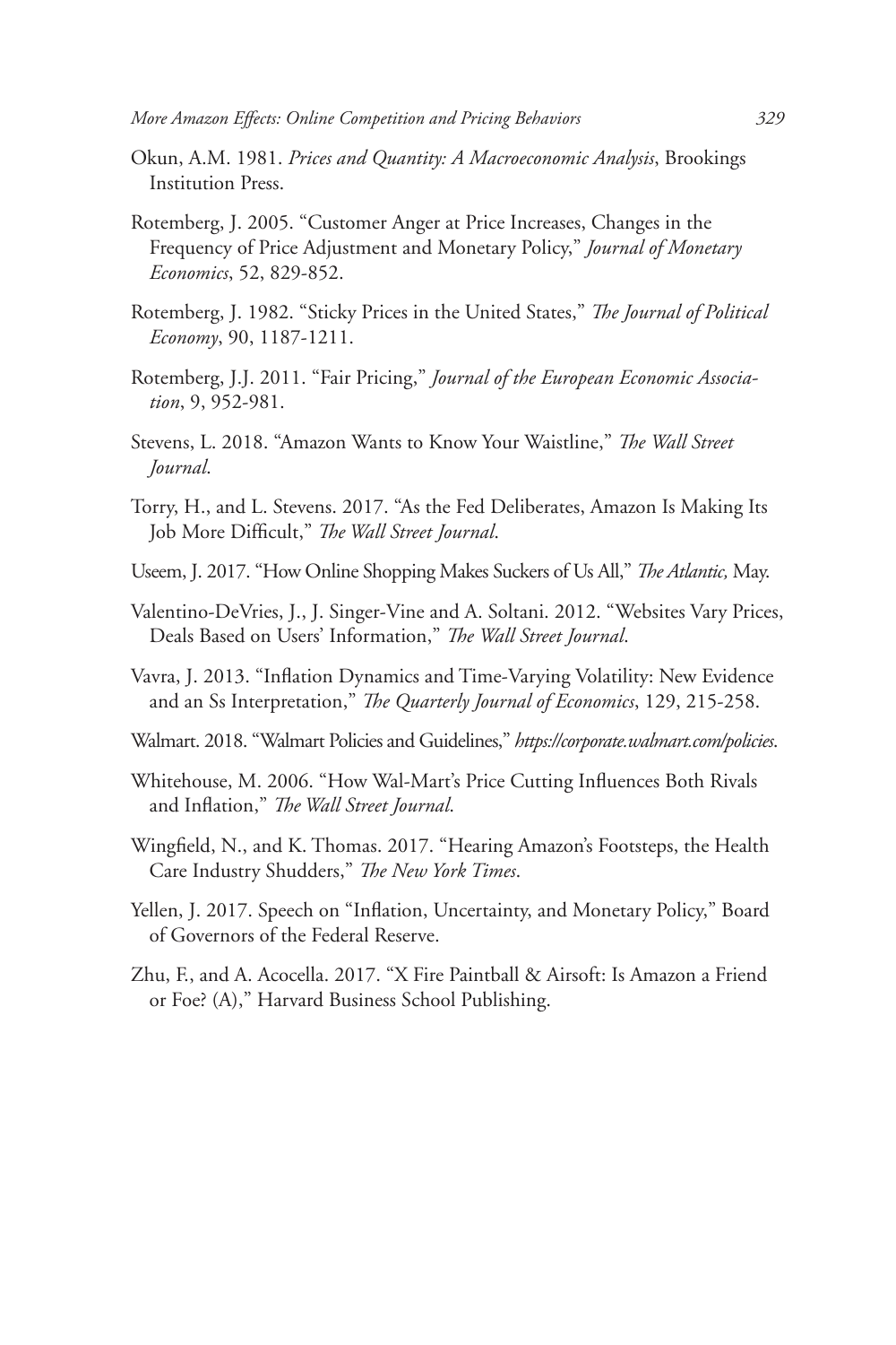Okun, A.M. 1981. *Prices and Quantity: A Macroeconomic Analysis*, Brookings Institution Press.

Rotemberg, J. 2005. "Customer Anger at Price Increases, Changes in the Frequency of Price Adjustment and Monetary Policy," *Journal of Monetary Economics*, 52, 829-852.

Rotemberg, J. 1982. "Sticky Prices in the United States," *The Journal of Political Economy*, 90, 1187-1211.

Rotemberg, J.J. 2011. "Fair Pricing," *Journal of the European Economic Association*, 9, 952-981.

Stevens, L. 2018. "Amazon Wants to Know Your Waistline," *The Wall Street Journal*.

Torry, H., and L. Stevens. 2017. "As the Fed Deliberates, Amazon Is Making Its Job More Difficult," *The Wall Street Journal*.

Useem, J. 2017. "How Online Shopping Makes Suckers of Us All," *The Atlantic,* May.

Valentino-DeVries, J., J. Singer-Vine and A. Soltani. 2012. "Websites Vary Prices, Deals Based on Users' Information," *The Wall Street Journal*.

Vavra, J. 2013. "Inflation Dynamics and Time-Varying Volatility: New Evidence and an Ss Interpretation," *The Quarterly Journal of Economics*, 129, 215-258.

Walmart. 2018. "Walmart Policies and Guidelines," *https://corporate.walmart.com/policies*.

Whitehouse, M. 2006. "How Wal-Mart's Price Cutting Influences Both Rivals and Inflation," *The Wall Street Journal*.

Wingfield, N., and K. Thomas. 2017. "Hearing Amazon's Footsteps, the Health Care Industry Shudders," *The New York Times*.

Yellen, J. 2017. Speech on "Inflation, Uncertainty, and Monetary Policy," Board of Governors of the Federal Reserve.

Zhu, F., and A. Acocella. 2017. "X Fire Paintball & Airsoft: Is Amazon a Friend or Foe? (A)," Harvard Business School Publishing.